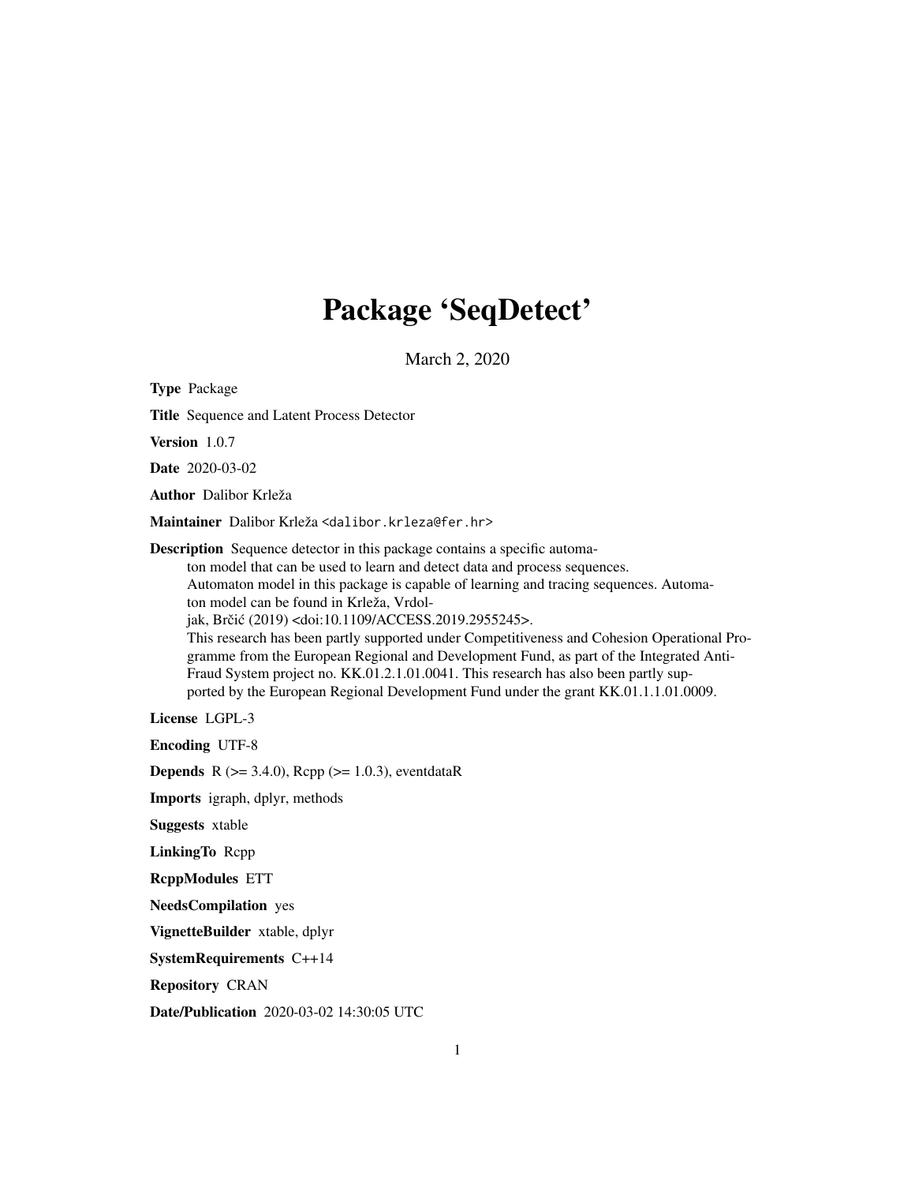# Package 'SeqDetect'

March 2, 2020

**Type** Package

**Title** Sequence and Latent Process Detector

**Version** 1.0.7

**Date** 2020-03-02

**Author** Dalibor Krleža

**Maintainer** Dalibor Krleža <dalibor.krleza@fer.hr>

**Description** Sequence detector in this package contains a specific automaton model that can be used to learn and detect data and process sequences. Automaton model in this package is capable of learning and tracing sequences. Automaton model can be found in Krleža, Vrdoljak, Brčić (2019) <doi:10.1109/ACCESS.2019.2955245>. This research has been partly supported under Competitiveness and Cohesion Operational Programme from the European Regional and Development Fund, as part of the Integrated Anti-Fraud System project no. KK.01.2.1.01.0041. This research has also been partly supported by the European Regional Development Fund under the grant KK.01.1.1.01.0009.

**License** LGPL-3

**Encoding** UTF-8

**Depends** R (>= 3.4.0), Rcpp (>= 1.0.3), eventdataR

**Imports** igraph, dplyr, methods

**Suggests** xtable

**LinkingTo** Rcpp

**RcppModules** ETT

**NeedsCompilation** yes

**VignetteBuilder** xtable, dplyr

**SystemRequirements** C++14

**Repository** CRAN

**Date/Publication** 2020-03-02 14:30:05 UTC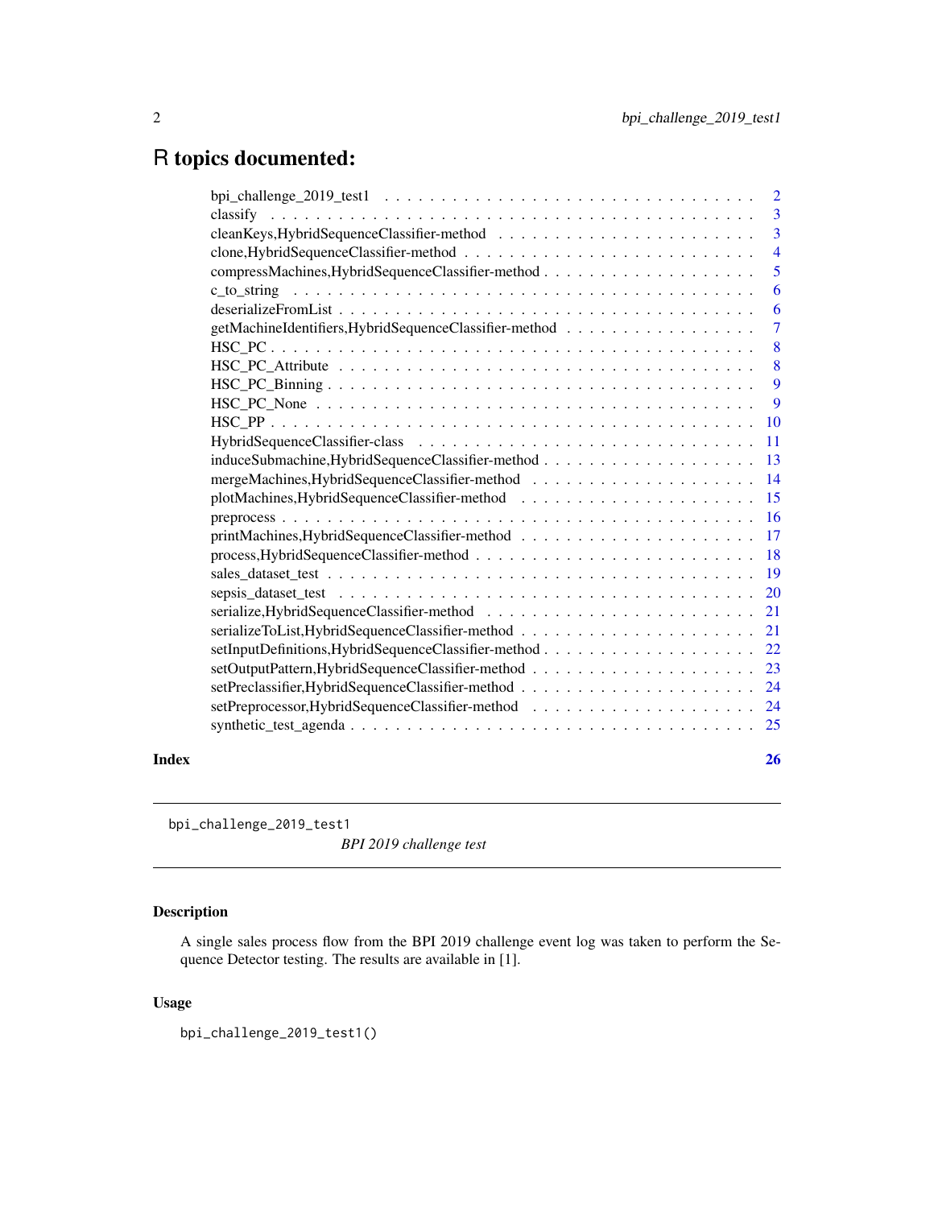# R topics documented:

- bpi_challenge_2019_test1 . . . 2
- classify . . . 3
- cleanKeys,HybridSequenceClassifier-method . . . 3
- clone,HybridSequenceClassifier-method . . . 4
- compressMachines,HybridSequenceClassifier-method . . . 5
- c_to_string . . . 6
- deserializeFromList . . . 6
- getMachineIdentifiers,HybridSequenceClassifier-method . . . 7
- HSC_PC . . . 8
- HSC_PC_Attribute . . . 8
- HSC_PC_Binning . . . 9
- HSC_PC_None . . . 9
- HSC_PP . . . 10
- HybridSequenceClassifier-class . . . 11
- induceSubmachine,HybridSequenceClassifier-method . . . 13
- mergeMachines,HybridSequenceClassifier-method . . . 14
- plotMachines,HybridSequenceClassifier-method . . . 15
- preprocess . . . 16
- printMachines,HybridSequenceClassifier-method . . . 17
- process,HybridSequenceClassifier-method . . . 18
- sales_dataset_test . . . 19
- sepsis_dataset_test . . . 20
- serialize,HybridSequenceClassifier-method . . . 21
- serializeToList,HybridSequenceClassifier-method . . . 21
- setInputDefinitions,HybridSequenceClassifier-method . . . 22
- setOutputPattern,HybridSequenceClassifier-method . . . 23
- setPreclassifier,HybridSequenceClassifier-method . . . 24
- setPreprocessor,HybridSequenceClassifier-method . . . 24
- synthetic_test_agenda . . . 25

**Index** **26**

---

bpi_challenge_2019_test1 &nbsp;&nbsp;&nbsp; *BPI 2019 challenge test*

---

## Description

A single sales process flow from the BPI 2019 challenge event log was taken to perform the Sequence Detector testing. The results are available in [1].

## Usage

```
bpi_challenge_2019_test1()
```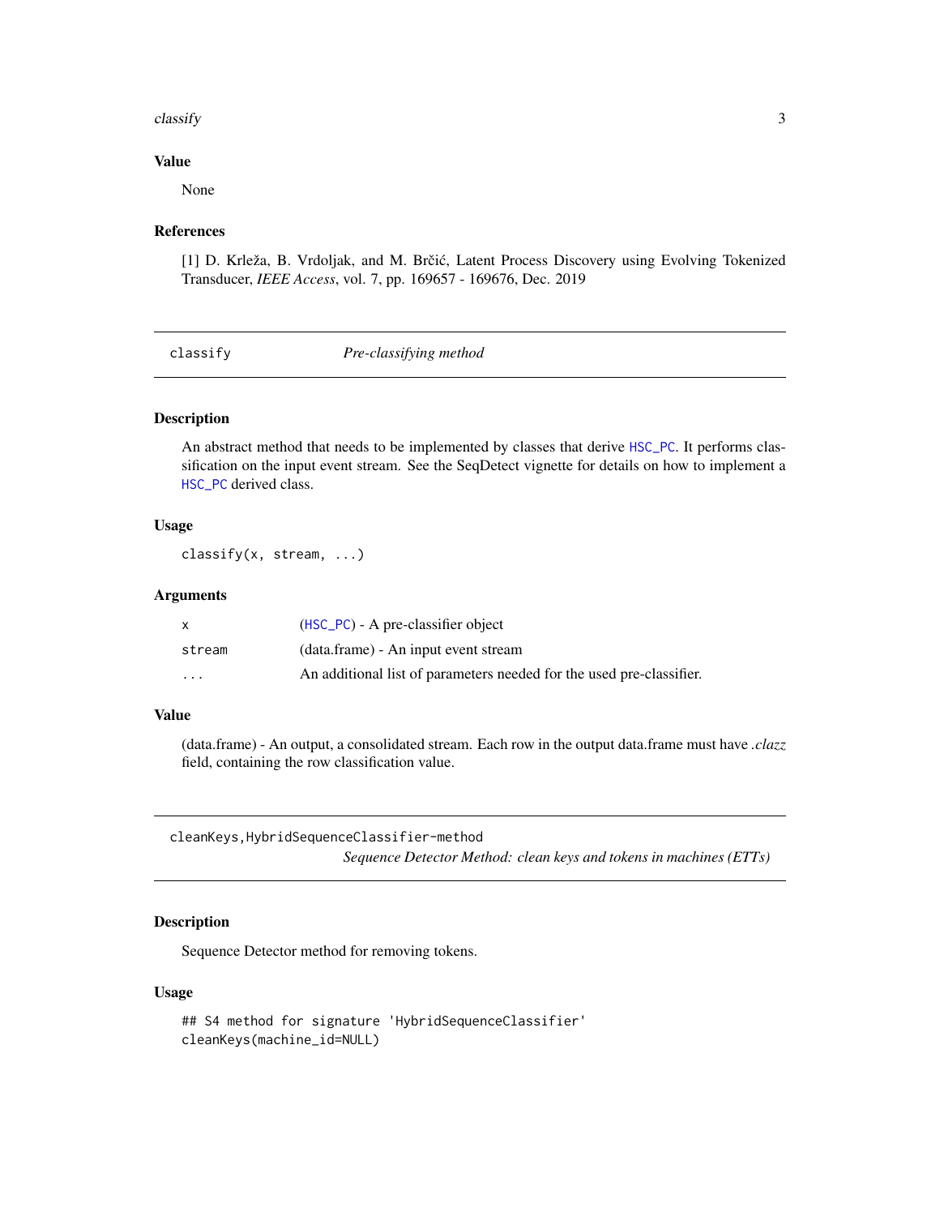### Value

None

### References

[1] D. Krleža, B. Vrdoljak, and M. Brčić, Latent Process Discovery using Evolving Tokenized Transducer, *IEEE Access*, vol. 7, pp. 169657 - 169676, Dec. 2019

---

## classify — *Pre-classifying method*

### Description

An abstract method that needs to be implemented by classes that derive HSC_PC. It performs classification on the input event stream. See the SeqDetect vignette for details on how to implement a HSC_PC derived class.

### Usage

```
classify(x, stream, ...)
```

### Arguments

| | |
|---|---|
| x | (HSC_PC) - A pre-classifier object |
| stream | (data.frame) - An input event stream |
| ... | An additional list of parameters needed for the used pre-classifier. |

### Value

(data.frame) - An output, a consolidated stream. Each row in the output data.frame must have *.clazz* field, containing the row classification value.

---

## cleanKeys,HybridSequenceClassifier-method — *Sequence Detector Method: clean keys and tokens in machines (ETTs)*

### Description

Sequence Detector method for removing tokens.

### Usage

```
## S4 method for signature 'HybridSequenceClassifier'
cleanKeys(machine_id=NULL)
```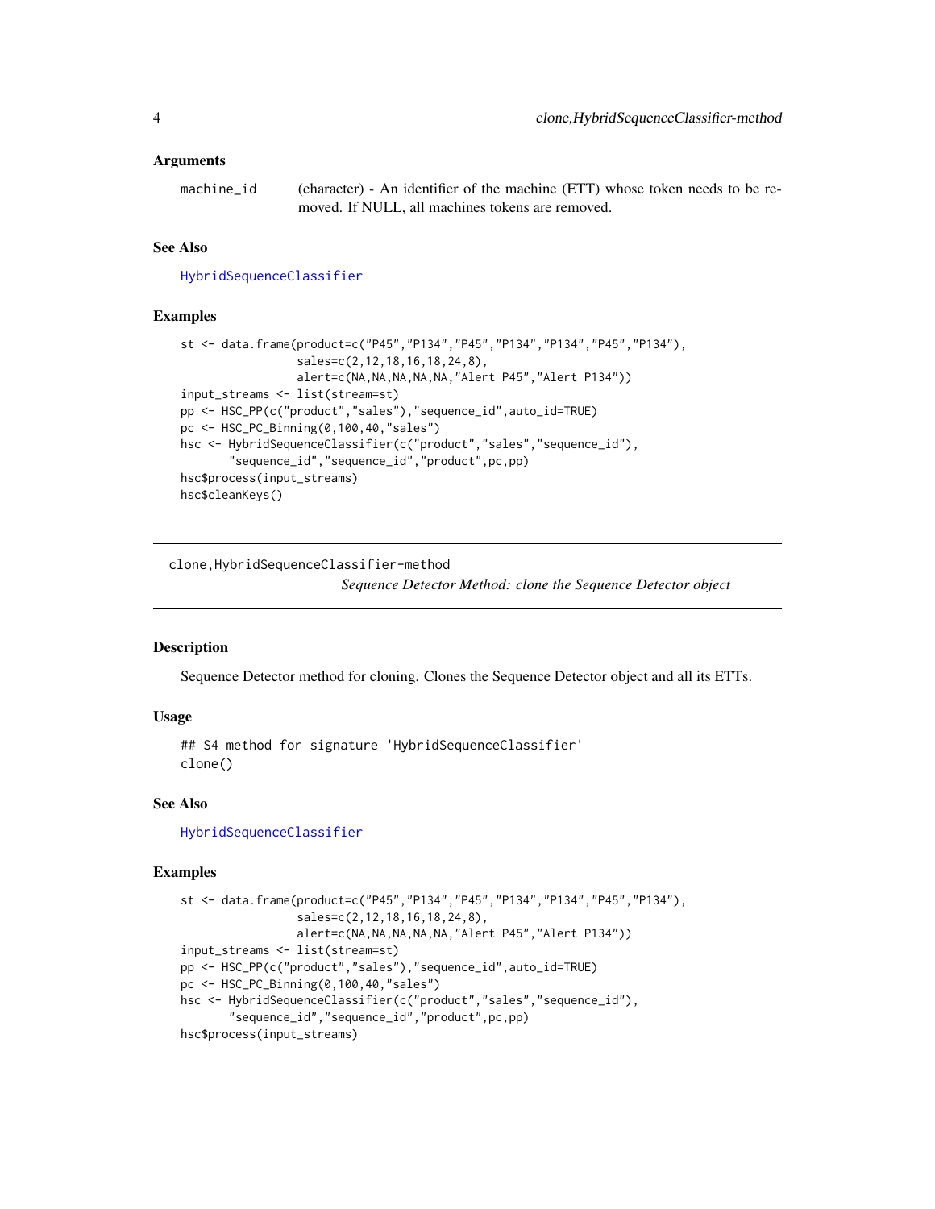### Arguments

machine_id (character) - An identifier of the machine (ETT) whose token needs to be removed. If NULL, all machines tokens are removed.

### See Also

HybridSequenceClassifier

### Examples

```
st <- data.frame(product=c("P45","P134","P45","P134","P134","P45","P134"),
                 sales=c(2,12,18,16,18,24,8),
                 alert=c(NA,NA,NA,NA,NA,"Alert P45","Alert P134"))
input_streams <- list(stream=st)
pp <- HSC_PP(c("product","sales"),"sequence_id",auto_id=TRUE)
pc <- HSC_PC_Binning(0,100,40,"sales")
hsc <- HybridSequenceClassifier(c("product","sales","sequence_id"),
       "sequence_id","sequence_id","product",pc,pp)
hsc$process(input_streams)
hsc$cleanKeys()
```

---

## clone,HybridSequenceClassifier-method

*Sequence Detector Method: clone the Sequence Detector object*

### Description

Sequence Detector method for cloning. Clones the Sequence Detector object and all its ETTs.

### Usage

```
## S4 method for signature 'HybridSequenceClassifier'
clone()
```

### See Also

HybridSequenceClassifier

### Examples

```
st <- data.frame(product=c("P45","P134","P45","P134","P134","P45","P134"),
                 sales=c(2,12,18,16,18,24,8),
                 alert=c(NA,NA,NA,NA,NA,"Alert P45","Alert P134"))
input_streams <- list(stream=st)
pp <- HSC_PP(c("product","sales"),"sequence_id",auto_id=TRUE)
pc <- HSC_PC_Binning(0,100,40,"sales")
hsc <- HybridSequenceClassifier(c("product","sales","sequence_id"),
       "sequence_id","sequence_id","product",pc,pp)
hsc$process(input_streams)
```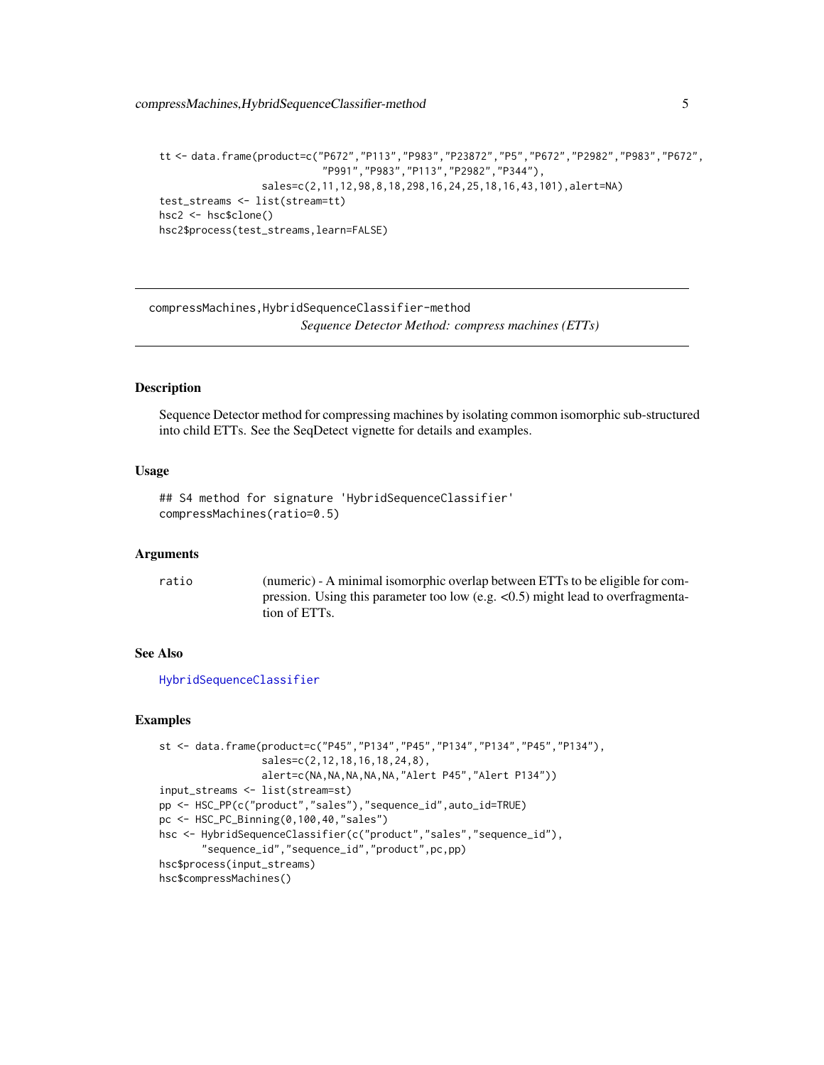```
tt <- data.frame(product=c("P672","P113","P983","P23872","P5","P672","P2982","P983","P672",
                           "P991","P983","P113","P2982","P344"),
                 sales=c(2,11,12,98,8,18,298,16,24,25,18,16,43,101),alert=NA)
test_streams <- list(stream=tt)
hsc2 <- hsc$clone()
hsc2$process(test_streams,learn=FALSE)
```

---

compressMachines,HybridSequenceClassifier-method
*Sequence Detector Method: compress machines (ETTs)*

---

## Description

Sequence Detector method for compressing machines by isolating common isomorphic sub-structured into child ETTs. See the SeqDetect vignette for details and examples.

## Usage

```
## S4 method for signature 'HybridSequenceClassifier'
compressMachines(ratio=0.5)
```

## Arguments

| | |
|---|---|
| ratio | (numeric) - A minimal isomorphic overlap between ETTs to be eligible for compression. Using this parameter too low (e.g. <0.5) might lead to overfragmentation of ETTs. |

## See Also

HybridSequenceClassifier

## Examples

```
st <- data.frame(product=c("P45","P134","P45","P134","P134","P45","P134"),
                 sales=c(2,12,18,16,18,24,8),
                 alert=c(NA,NA,NA,NA,NA,"Alert P45","Alert P134"))
input_streams <- list(stream=st)
pp <- HSC_PP(c("product","sales"),"sequence_id",auto_id=TRUE)
pc <- HSC_PC_Binning(0,100,40,"sales")
hsc <- HybridSequenceClassifier(c("product","sales","sequence_id"),
       "sequence_id","sequence_id","product",pc,pp)
hsc$process(input_streams)
hsc$compressMachines()
```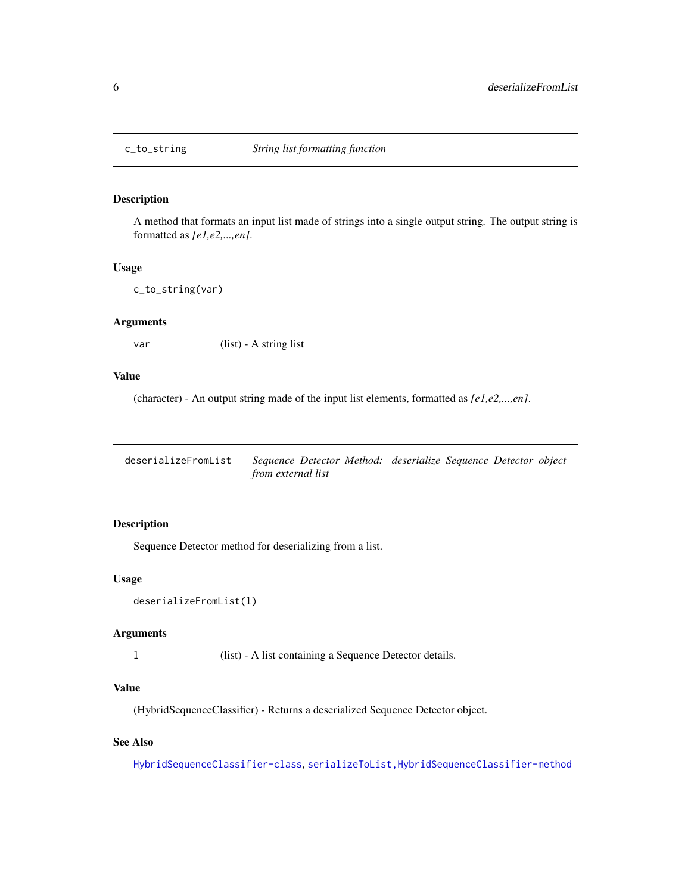## c_to_string — *String list formatting function*

### Description

A method that formats an input list made of strings into a single output string. The output string is formatted as *[e1,e2,...,en]*.

### Usage

```
c_to_string(var)
```

### Arguments

| | |
|---|---|
| `var` | (list) - A string list |

### Value

(character) - An output string made of the input list elements, formatted as *[e1,e2,...,en]*.

## deserializeFromList — *Sequence Detector Method: deserialize Sequence Detector object from external list*

### Description

Sequence Detector method for deserializing from a list.

### Usage

```
deserializeFromList(l)
```

### Arguments

| | |
|---|---|
| `l` | (list) - A list containing a Sequence Detector details. |

### Value

(HybridSequenceClassifier) - Returns a deserialized Sequence Detector object.

### See Also

`HybridSequenceClassifier-class`, `serializeToList,HybridSequenceClassifier-method`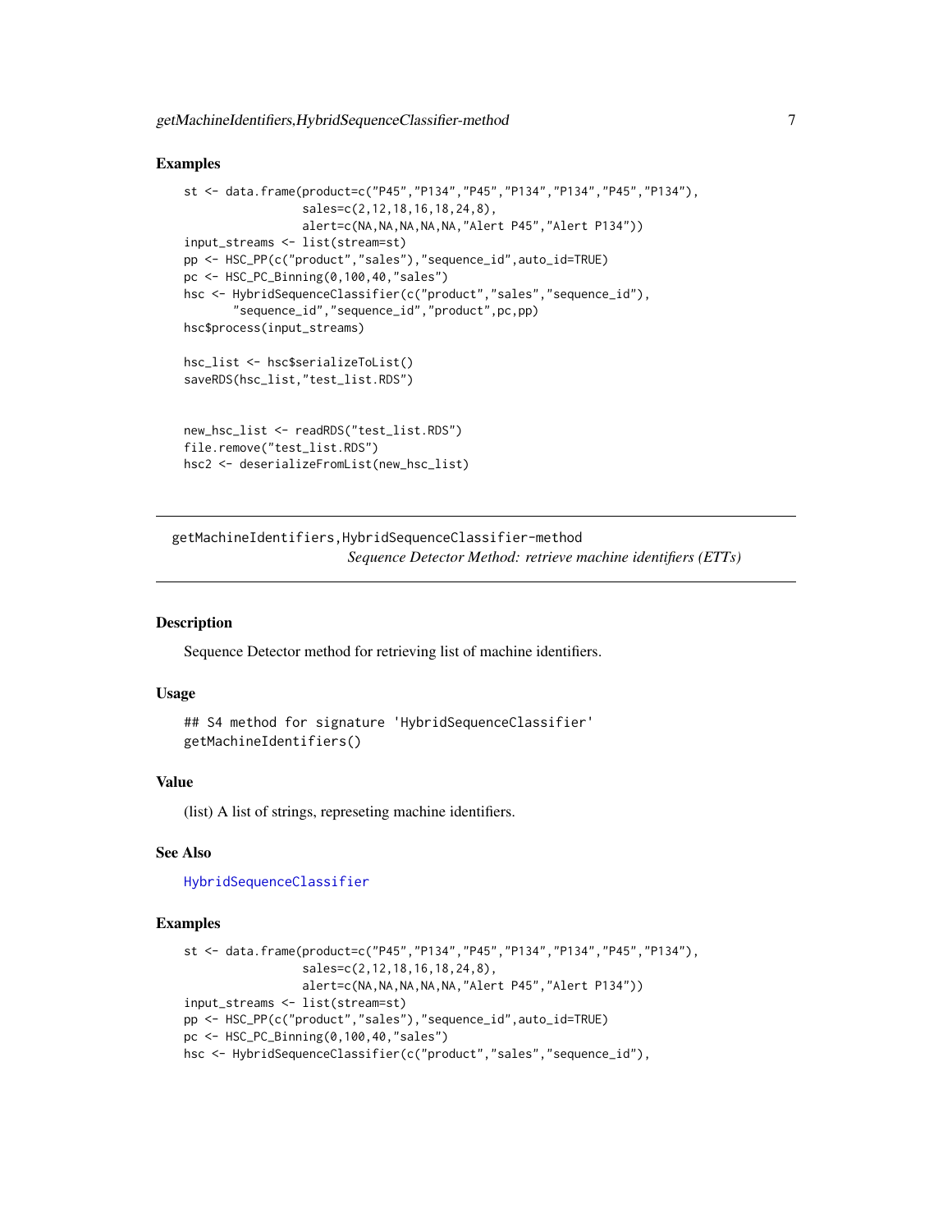## Examples

```
st <- data.frame(product=c("P45","P134","P45","P134","P134","P45","P134"),
                 sales=c(2,12,18,16,18,24,8),
                 alert=c(NA,NA,NA,NA,NA,"Alert P45","Alert P134"))
input_streams <- list(stream=st)
pp <- HSC_PP(c("product","sales"),"sequence_id",auto_id=TRUE)
pc <- HSC_PC_Binning(0,100,40,"sales")
hsc <- HybridSequenceClassifier(c("product","sales","sequence_id"),
       "sequence_id","sequence_id","product",pc,pp)
hsc$process(input_streams)

hsc_list <- hsc$serializeToList()
saveRDS(hsc_list,"test_list.RDS")


new_hsc_list <- readRDS("test_list.RDS")
file.remove("test_list.RDS")
hsc2 <- deserializeFromList(new_hsc_list)
```

---

## getMachineIdentifiers,HybridSequenceClassifier-method

*Sequence Detector Method: retrieve machine identifiers (ETTs)*

---

### Description

Sequence Detector method for retrieving list of machine identifiers.

### Usage

```
## S4 method for signature 'HybridSequenceClassifier'
getMachineIdentifiers()
```

### Value

(list) A list of strings, represeting machine identifiers.

### See Also

HybridSequenceClassifier

### Examples

```
st <- data.frame(product=c("P45","P134","P45","P134","P134","P45","P134"),
                 sales=c(2,12,18,16,18,24,8),
                 alert=c(NA,NA,NA,NA,NA,"Alert P45","Alert P134"))
input_streams <- list(stream=st)
pp <- HSC_PP(c("product","sales"),"sequence_id",auto_id=TRUE)
pc <- HSC_PC_Binning(0,100,40,"sales")
hsc <- HybridSequenceClassifier(c("product","sales","sequence_id"),
```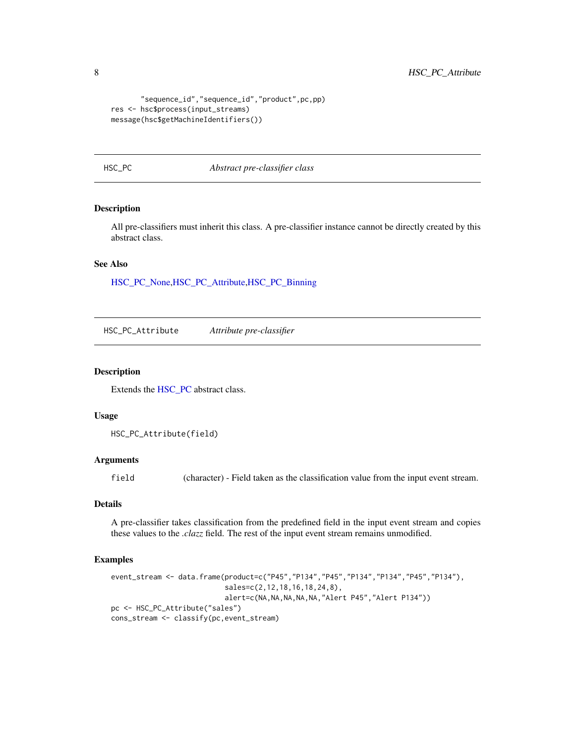```
        "sequence_id","sequence_id","product",pc,pp)
res <- hsc$process(input_streams)
message(hsc$getMachineIdentifiers())
```

---

## HSC_PC — *Abstract pre-classifier class*

---

### Description

All pre-classifiers must inherit this class. A pre-classifier instance cannot be directly created by this abstract class.

### See Also

HSC_PC_None,HSC_PC_Attribute,HSC_PC_Binning

---

## HSC_PC_Attribute — *Attribute pre-classifier*

---

### Description

Extends the HSC_PC abstract class.

### Usage

```
HSC_PC_Attribute(field)
```

### Arguments

| | |
|---|---|
| field | (character) - Field taken as the classification value from the input event stream. |

### Details

A pre-classifier takes classification from the predefined field in the input event stream and copies these values to the *.clazz* field. The rest of the input event stream remains unmodified.

### Examples

```
event_stream <- data.frame(product=c("P45","P134","P45","P134","P134","P45","P134"),
                           sales=c(2,12,18,16,18,24,8),
                           alert=c(NA,NA,NA,NA,NA,"Alert P45","Alert P134"))
pc <- HSC_PC_Attribute("sales")
cons_stream <- classify(pc,event_stream)
```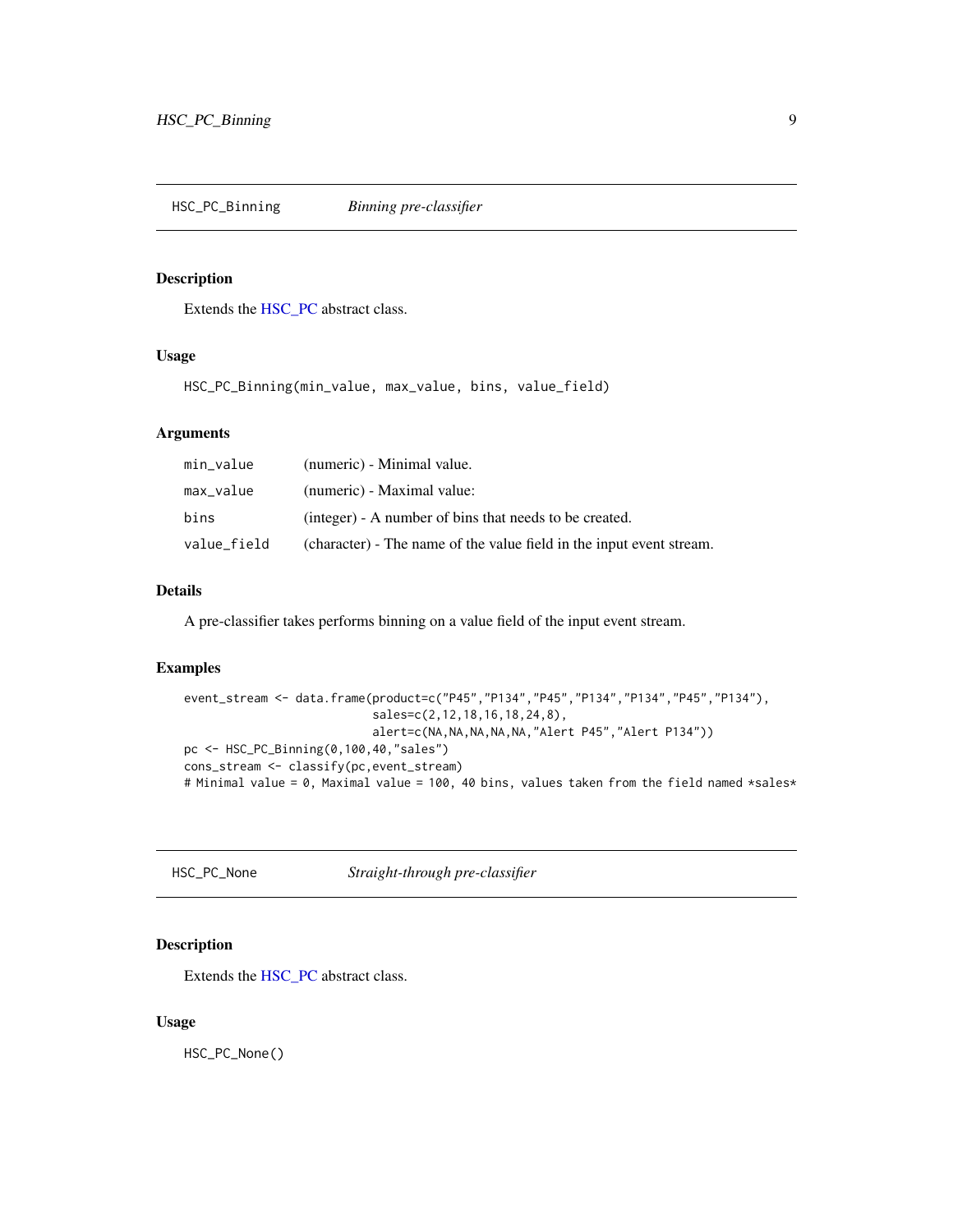## HSC_PC_Binning — *Binning pre-classifier*

### Description

Extends the HSC_PC abstract class.

### Usage

```
HSC_PC_Binning(min_value, max_value, bins, value_field)
```

### Arguments

| | |
|---|---|
| min_value | (numeric) - Minimal value. |
| max_value | (numeric) - Maximal value: |
| bins | (integer) - A number of bins that needs to be created. |
| value_field | (character) - The name of the value field in the input event stream. |

### Details

A pre-classifier takes performs binning on a value field of the input event stream.

### Examples

```
event_stream <- data.frame(product=c("P45","P134","P45","P134","P134","P45","P134"),
                           sales=c(2,12,18,16,18,24,8),
                           alert=c(NA,NA,NA,NA,NA,"Alert P45","Alert P134"))
pc <- HSC_PC_Binning(0,100,40,"sales")
cons_stream <- classify(pc,event_stream)
# Minimal value = 0, Maximal value = 100, 40 bins, values taken from the field named *sales*
```

## HSC_PC_None — *Straight-through pre-classifier*

### Description

Extends the HSC_PC abstract class.

### Usage

```
HSC_PC_None()
```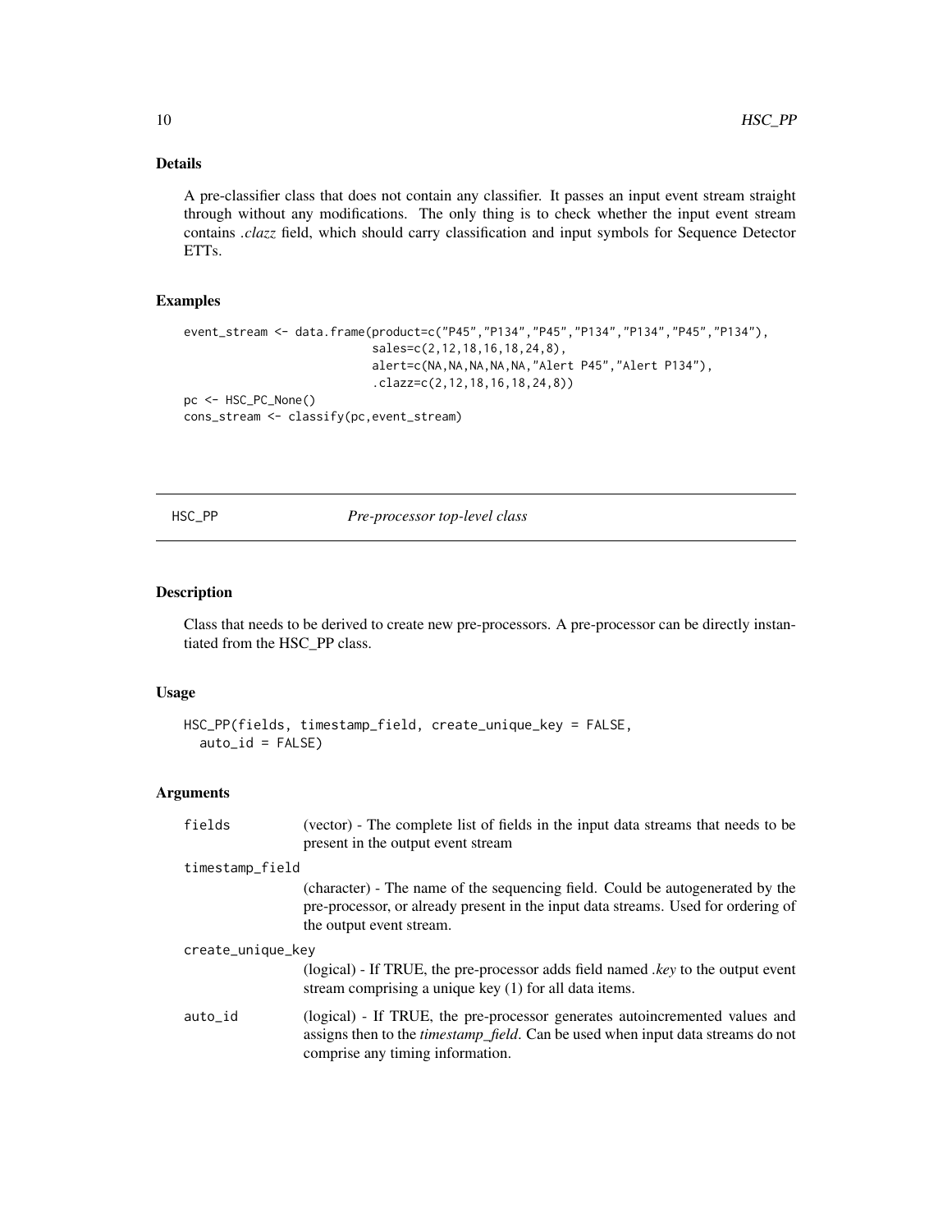### Details

A pre-classifier class that does not contain any classifier. It passes an input event stream straight through without any modifications. The only thing is to check whether the input event stream contains *.clazz* field, which should carry classification and input symbols for Sequence Detector ETTs.

### Examples

```
event_stream <- data.frame(product=c("P45","P134","P45","P134","P134","P45","P134"),
                           sales=c(2,12,18,16,18,24,8),
                           alert=c(NA,NA,NA,NA,NA,"Alert P45","Alert P134"),
                           .clazz=c(2,12,18,16,18,24,8))
pc <- HSC_PC_None()
cons_stream <- classify(pc,event_stream)
```

---

## HSC_PP — *Pre-processor top-level class*

### Description

Class that needs to be derived to create new pre-processors. A pre-processor can be directly instantiated from the HSC_PP class.

### Usage

```
HSC_PP(fields, timestamp_field, create_unique_key = FALSE,
  auto_id = FALSE)
```

### Arguments

| | |
|---|---|
| fields | (vector) - The complete list of fields in the input data streams that needs to be present in the output event stream |
| timestamp_field | (character) - The name of the sequencing field. Could be autogenerated by the pre-processor, or already present in the input data streams. Used for ordering of the output event stream. |
| create_unique_key | (logical) - If TRUE, the pre-processor adds field named *.key* to the output event stream comprising a unique key (1) for all data items. |
| auto_id | (logical) - If TRUE, the pre-processor generates autoincremented values and assigns then to the *timestamp_field*. Can be used when input data streams do not comprise any timing information. |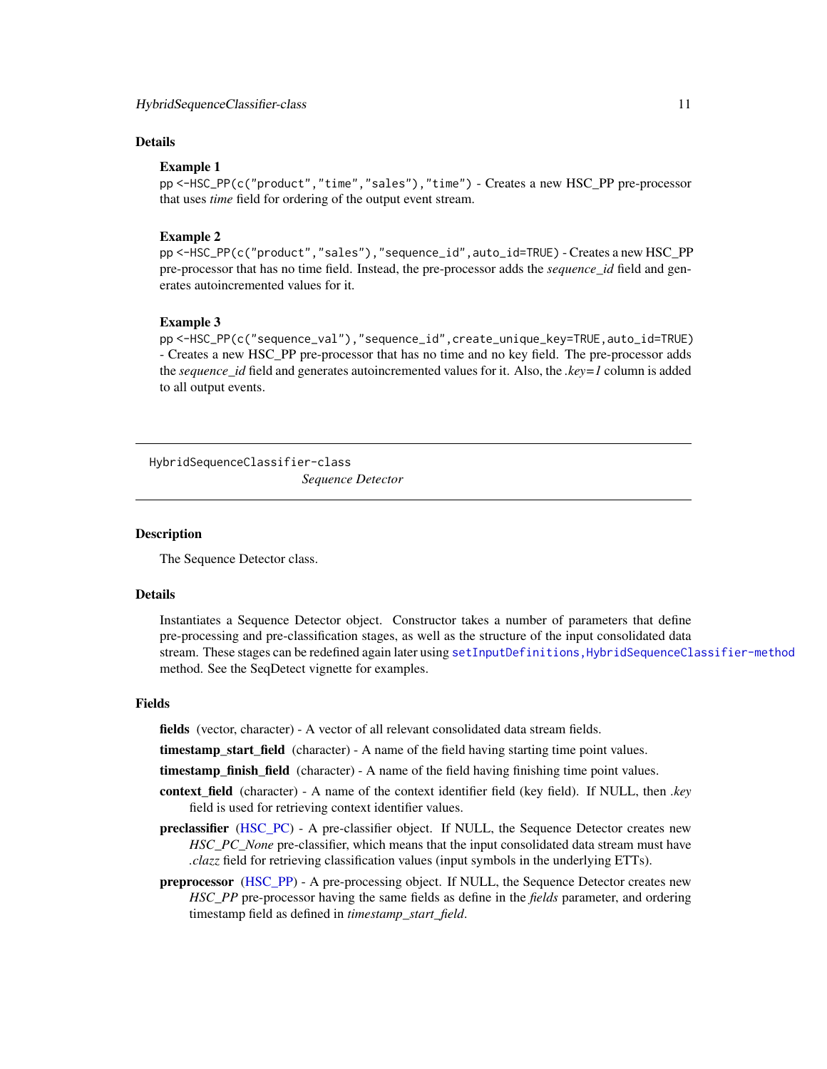## Details

**Example 1**

`pp <-HSC_PP(c("product","time","sales"),"time")` - Creates a new HSC_PP pre-processor that uses *time* field for ordering of the output event stream.

**Example 2**

`pp <-HSC_PP(c("product","sales"),"sequence_id",auto_id=TRUE)` - Creates a new HSC_PP pre-processor that has no time field. Instead, the pre-processor adds the *sequence_id* field and generates autoincremented values for it.

**Example 3**

`pp <-HSC_PP(c("sequence_val"),"sequence_id",create_unique_key=TRUE,auto_id=TRUE)` - Creates a new HSC_PP pre-processor that has no time and no key field. The pre-processor adds the *sequence_id* field and generates autoincremented values for it. Also, the *.key=1* column is added to all output events.

---

`HybridSequenceClassifier-class`

*Sequence Detector*

---

## Description

The Sequence Detector class.

## Details

Instantiates a Sequence Detector object. Constructor takes a number of parameters that define pre-processing and pre-classification stages, as well as the structure of the input consolidated data stream. These stages can be redefined again later using `setInputDefinitions,HybridSequenceClassifier-method` method. See the SeqDetect vignette for examples.

## Fields

**fields** (vector, character) - A vector of all relevant consolidated data stream fields.

**timestamp_start_field** (character) - A name of the field having starting time point values.

**timestamp_finish_field** (character) - A name of the field having finishing time point values.

**context_field** (character) - A name of the context identifier field (key field). If NULL, then *.key* field is used for retrieving context identifier values.

**preclassifier** (HSC_PC) - A pre-classifier object. If NULL, the Sequence Detector creates new *HSC_PC_None* pre-classifier, which means that the input consolidated data stream must have *.clazz* field for retrieving classification values (input symbols in the underlying ETTs).

**preprocessor** (HSC_PP) - A pre-processing object. If NULL, the Sequence Detector creates new *HSC_PP* pre-processor having the same fields as define in the *fields* parameter, and ordering timestamp field as defined in *timestamp_start_field*.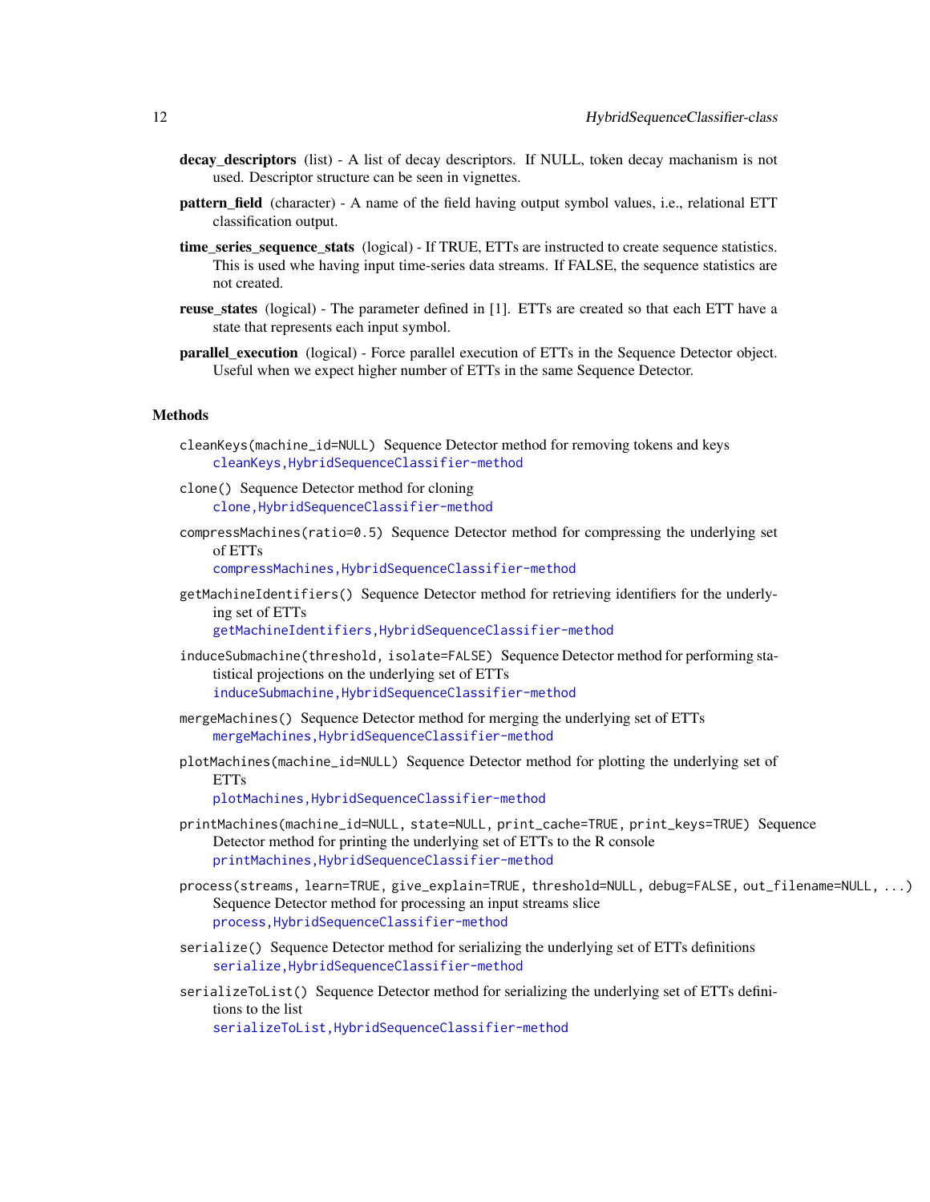**decay_descriptors** (list) - A list of decay descriptors. If NULL, token decay machanism is not used. Descriptor structure can be seen in vignettes.

**pattern_field** (character) - A name of the field having output symbol values, i.e., relational ETT classification output.

**time_series_sequence_stats** (logical) - If TRUE, ETTs are instructed to create sequence statistics. This is used whe having input time-series data streams. If FALSE, the sequence statistics are not created.

**reuse_states** (logical) - The parameter defined in [1]. ETTs are created so that each ETT have a state that represents each input symbol.

**parallel_execution** (logical) - Force parallel execution of ETTs in the Sequence Detector object. Useful when we expect higher number of ETTs in the same Sequence Detector.

### Methods

`cleanKeys(machine_id=NULL)` Sequence Detector method for removing tokens and keys
`cleanKeys,HybridSequenceClassifier-method`

`clone()` Sequence Detector method for cloning
`clone,HybridSequenceClassifier-method`

`compressMachines(ratio=0.5)` Sequence Detector method for compressing the underlying set of ETTs
`compressMachines,HybridSequenceClassifier-method`

`getMachineIdentifiers()` Sequence Detector method for retrieving identifiers for the underlying set of ETTs
`getMachineIdentifiers,HybridSequenceClassifier-method`

`induceSubmachine(threshold, isolate=FALSE)` Sequence Detector method for performing statistical projections on the underlying set of ETTs
`induceSubmachine,HybridSequenceClassifier-method`

`mergeMachines()` Sequence Detector method for merging the underlying set of ETTs
`mergeMachines,HybridSequenceClassifier-method`

`plotMachines(machine_id=NULL)` Sequence Detector method for plotting the underlying set of ETTs
`plotMachines,HybridSequenceClassifier-method`

`printMachines(machine_id=NULL, state=NULL, print_cache=TRUE, print_keys=TRUE)` Sequence Detector method for printing the underlying set of ETTs to the R console
`printMachines,HybridSequenceClassifier-method`

`process(streams, learn=TRUE, give_explain=TRUE, threshold=NULL, debug=FALSE, out_filename=NULL, ...)` Sequence Detector method for processing an input streams slice
`process,HybridSequenceClassifier-method`

`serialize()` Sequence Detector method for serializing the underlying set of ETTs definitions
`serialize,HybridSequenceClassifier-method`

`serializeToList()` Sequence Detector method for serializing the underlying set of ETTs definitions to the list
`serializeToList,HybridSequenceClassifier-method`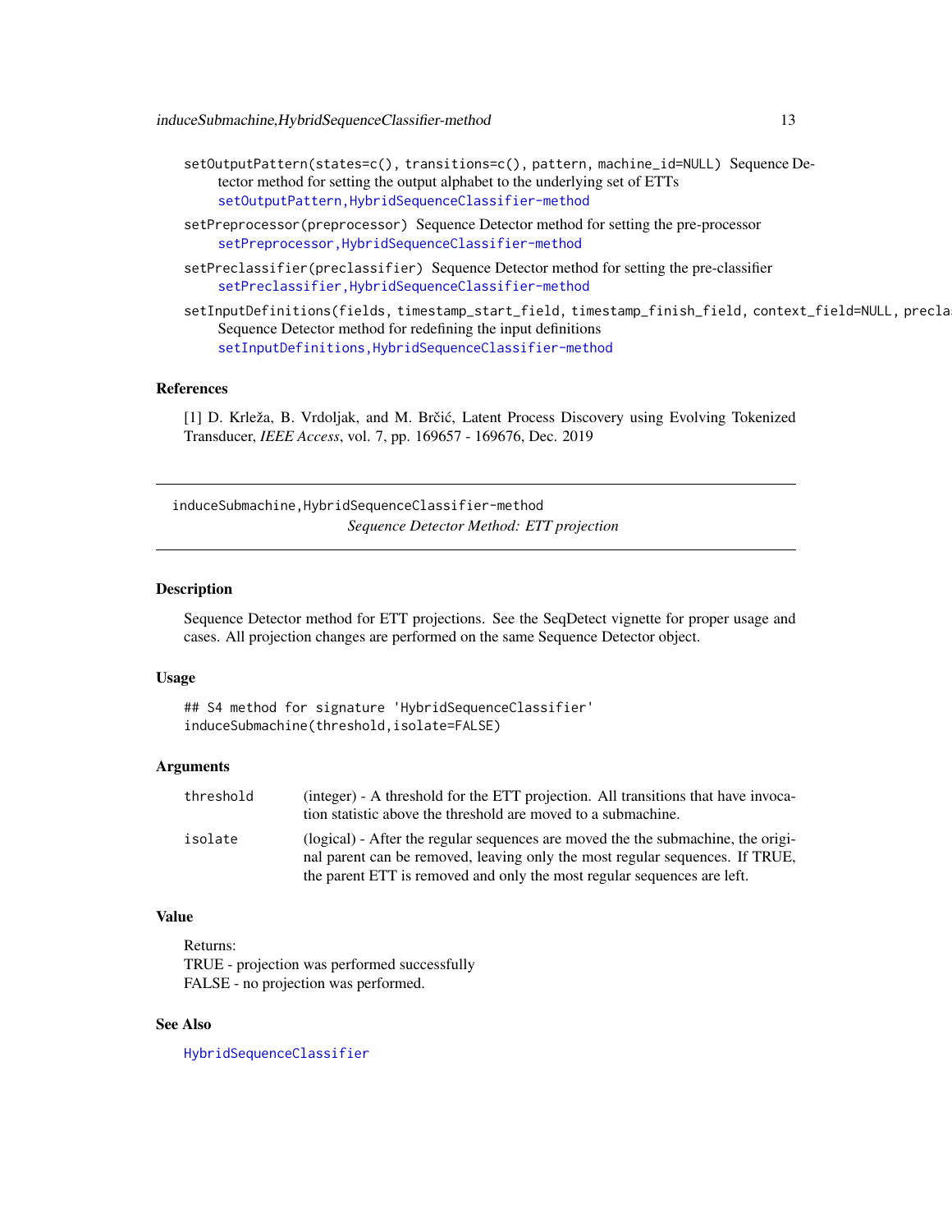setOutputPattern(states=c(), transitions=c(), pattern, machine_id=NULL) Sequence Detector method for setting the output alphabet to the underlying set of ETTs
setOutputPattern,HybridSequenceClassifier-method

setPreprocessor(preprocessor) Sequence Detector method for setting the pre-processor
setPreprocessor,HybridSequenceClassifier-method

setPreclassifier(preclassifier) Sequence Detector method for setting the pre-classifier
setPreclassifier,HybridSequenceClassifier-method

setInputDefinitions(fields, timestamp_start_field, timestamp_finish_field, context_field=NULL, precla
Sequence Detector method for redefining the input definitions
setInputDefinitions,HybridSequenceClassifier-method

## References

[1] D. Krleža, B. Vrdoljak, and M. Brčić, Latent Process Discovery using Evolving Tokenized Transducer, *IEEE Access*, vol. 7, pp. 169657 - 169676, Dec. 2019

---

## induceSubmachine,HybridSequenceClassifier-method

*Sequence Detector Method: ETT projection*

---

### Description

Sequence Detector method for ETT projections. See the SeqDetect vignette for proper usage and cases. All projection changes are performed on the same Sequence Detector object.

### Usage

```
## S4 method for signature 'HybridSequenceClassifier'
induceSubmachine(threshold,isolate=FALSE)
```

### Arguments

| | |
|---|---|
| threshold | (integer) - A threshold for the ETT projection. All transitions that have invocation statistic above the threshold are moved to a submachine. |
| isolate | (logical) - After the regular sequences are moved the the submachine, the original parent can be removed, leaving only the most regular sequences. If TRUE, the parent ETT is removed and only the most regular sequences are left. |

### Value

Returns:
TRUE - projection was performed successfully
FALSE - no projection was performed.

### See Also

HybridSequenceClassifier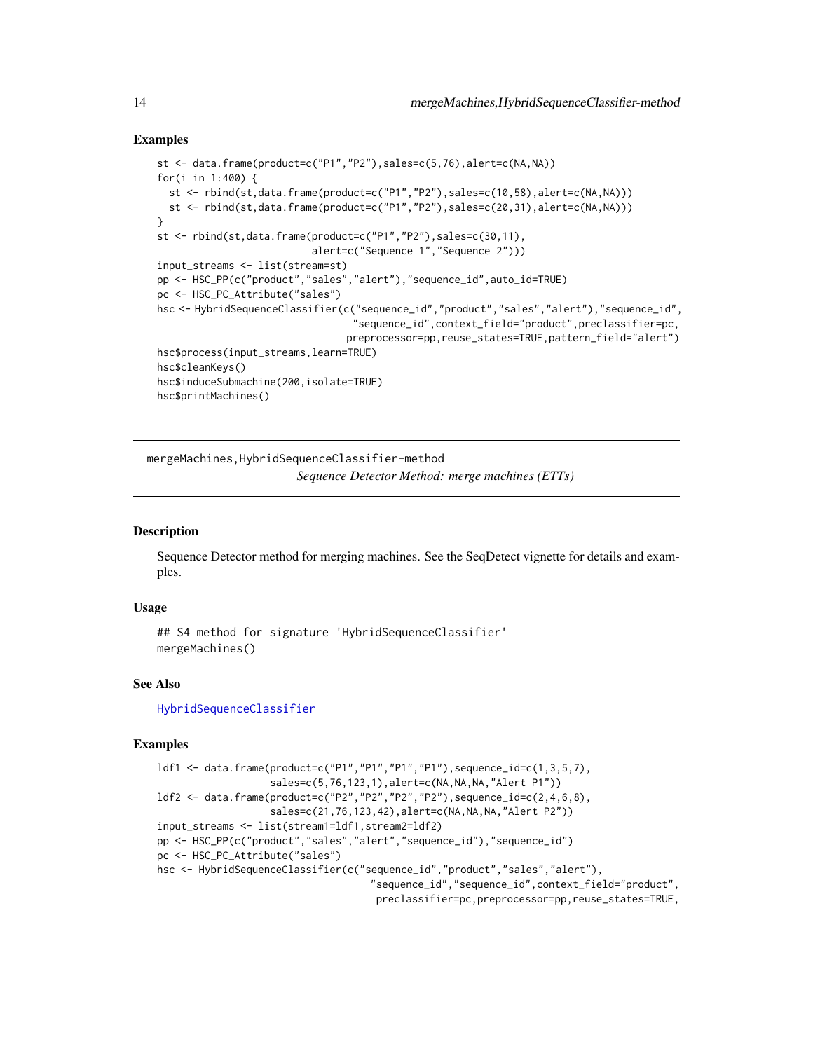### Examples

```
st <- data.frame(product=c("P1","P2"),sales=c(5,76),alert=c(NA,NA))
for(i in 1:400) {
  st <- rbind(st,data.frame(product=c("P1","P2"),sales=c(10,58),alert=c(NA,NA)))
  st <- rbind(st,data.frame(product=c("P1","P2"),sales=c(20,31),alert=c(NA,NA)))
}
st <- rbind(st,data.frame(product=c("P1","P2"),sales=c(30,11),
                          alert=c("Sequence 1","Sequence 2")))
input_streams <- list(stream=st)
pp <- HSC_PP(c("product","sales","alert"),"sequence_id",auto_id=TRUE)
pc <- HSC_PC_Attribute("sales")
hsc <- HybridSequenceClassifier(c("sequence_id","product","sales","alert"),"sequence_id",
                                "sequence_id",context_field="product",preclassifier=pc,
                               preprocessor=pp,reuse_states=TRUE,pattern_field="alert")
hsc$process(input_streams,learn=TRUE)
hsc$cleanKeys()
hsc$induceSubmachine(200,isolate=TRUE)
hsc$printMachines()
```

---

## mergeMachines,HybridSequenceClassifier-method

*Sequence Detector Method: merge machines (ETTs)*

---

### Description

Sequence Detector method for merging machines. See the SeqDetect vignette for details and examples.

### Usage

```
## S4 method for signature 'HybridSequenceClassifier'
mergeMachines()
```

### See Also

HybridSequenceClassifier

### Examples

```
ldf1 <- data.frame(product=c("P1","P1","P1","P1"),sequence_id=c(1,3,5,7),
                   sales=c(5,76,123,1),alert=c(NA,NA,NA,"Alert P1"))
ldf2 <- data.frame(product=c("P2","P2","P2","P2"),sequence_id=c(2,4,6,8),
                   sales=c(21,76,123,42),alert=c(NA,NA,NA,"Alert P2"))
input_streams <- list(stream1=ldf1,stream2=ldf2)
pp <- HSC_PP(c("product","sales","alert","sequence_id"),"sequence_id")
pc <- HSC_PC_Attribute("sales")
hsc <- HybridSequenceClassifier(c("sequence_id","product","sales","alert"),
                                "sequence_id","sequence_id",context_field="product",
                                 preclassifier=pc,preprocessor=pp,reuse_states=TRUE,
```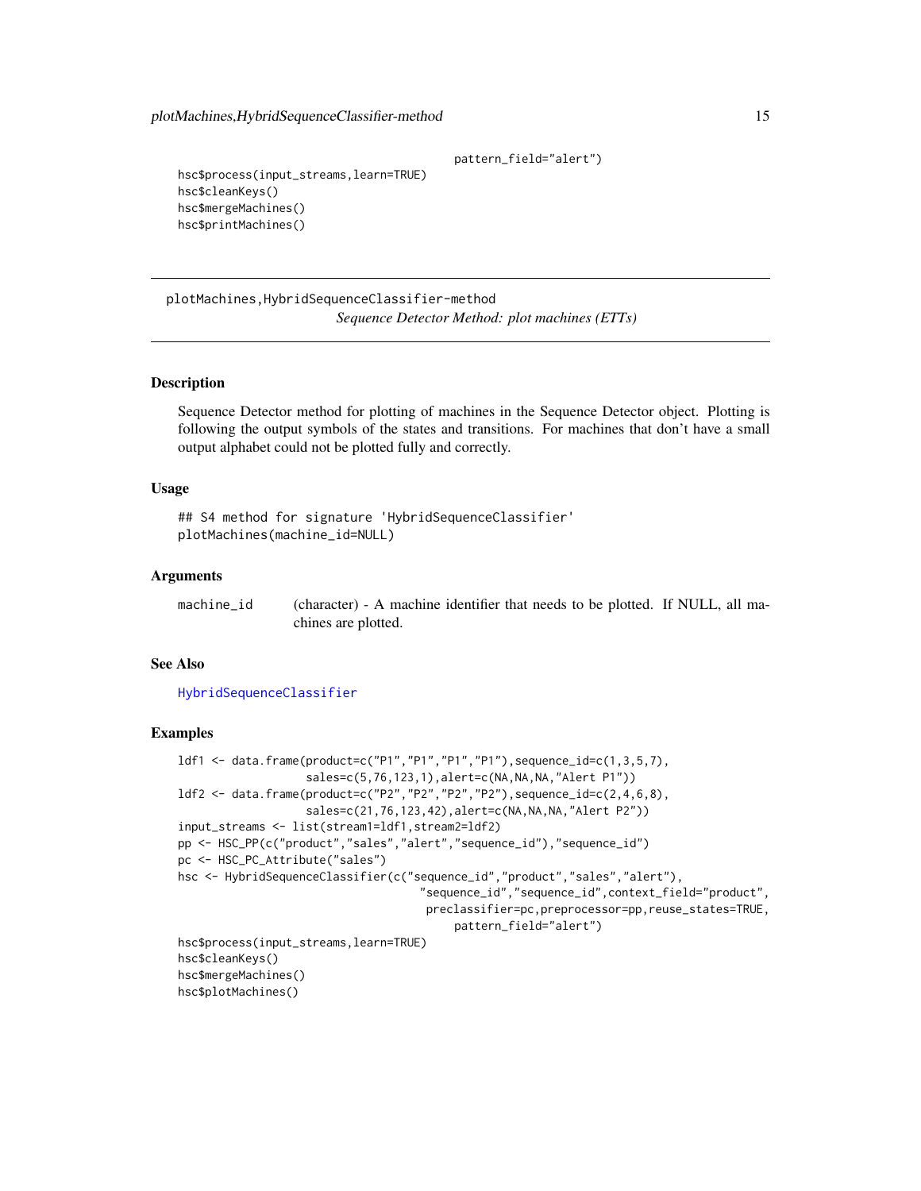```
                                         pattern_field="alert")
hsc$process(input_streams,learn=TRUE)
hsc$cleanKeys()
hsc$mergeMachines()
hsc$printMachines()
```

## plotMachines,HybridSequenceClassifier-method

*Sequence Detector Method: plot machines (ETTs)*

### Description

Sequence Detector method for plotting of machines in the Sequence Detector object. Plotting is following the output symbols of the states and transitions. For machines that don't have a small output alphabet could not be plotted fully and correctly.

### Usage

```
## S4 method for signature 'HybridSequenceClassifier'
plotMachines(machine_id=NULL)
```

### Arguments

| | |
|---|---|
| machine_id | (character) - A machine identifier that needs to be plotted. If NULL, all machines are plotted. |

### See Also

HybridSequenceClassifier

### Examples

```
ldf1 <- data.frame(product=c("P1","P1","P1","P1"),sequence_id=c(1,3,5,7),
                   sales=c(5,76,123,1),alert=c(NA,NA,NA,"Alert P1"))
ldf2 <- data.frame(product=c("P2","P2","P2","P2"),sequence_id=c(2,4,6,8),
                   sales=c(21,76,123,42),alert=c(NA,NA,NA,"Alert P2"))
input_streams <- list(stream1=ldf1,stream2=ldf2)
pp <- HSC_PP(c("product","sales","alert","sequence_id"),"sequence_id")
pc <- HSC_PC_Attribute("sales")
hsc <- HybridSequenceClassifier(c("sequence_id","product","sales","alert"),
                                    "sequence_id","sequence_id",context_field="product",
                                     preclassifier=pc,preprocessor=pp,reuse_states=TRUE,
                                         pattern_field="alert")
hsc$process(input_streams,learn=TRUE)
hsc$cleanKeys()
hsc$mergeMachines()
hsc$plotMachines()
```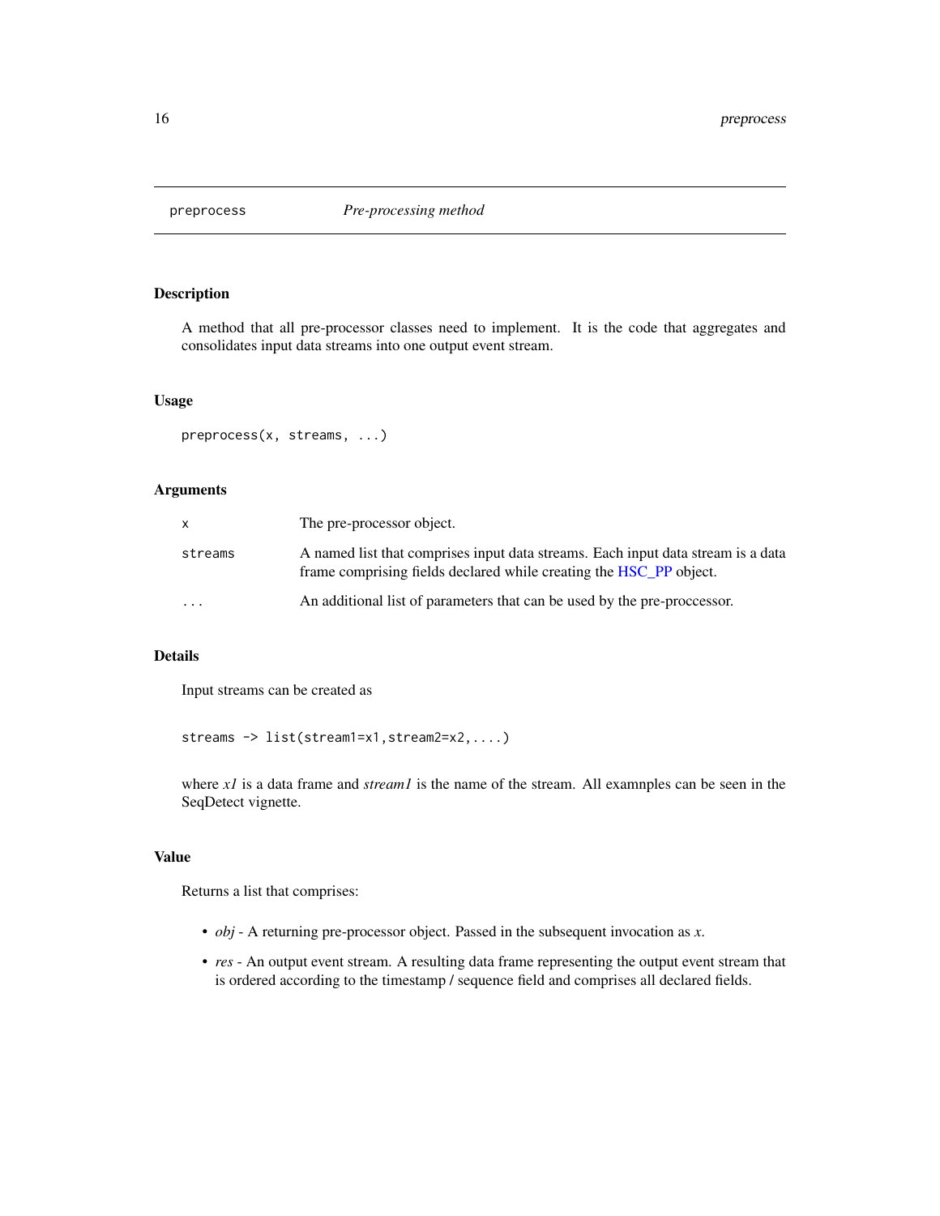preprocess — *Pre-processing method*

### Description

A method that all pre-processor classes need to implement. It is the code that aggregates and consolidates input data streams into one output event stream.

### Usage

```
preprocess(x, streams, ...)
```

### Arguments

| | |
|---|---|
| x | The pre-processor object. |
| streams | A named list that comprises input data streams. Each input data stream is a data frame comprising fields declared while creating the HSC_PP object. |
| ... | An additional list of parameters that can be used by the pre-proccessor. |

### Details

Input streams can be created as

```
streams -> list(stream1=x1,stream2=x2,....)
```

where *x1* is a data frame and *stream1* is the name of the stream. All examnples can be seen in the SeqDetect vignette.

### Value

Returns a list that comprises:

- *obj* - A returning pre-processor object. Passed in the subsequent invocation as *x*.
- *res* - An output event stream. A resulting data frame representing the output event stream that is ordered according to the timestamp / sequence field and comprises all declared fields.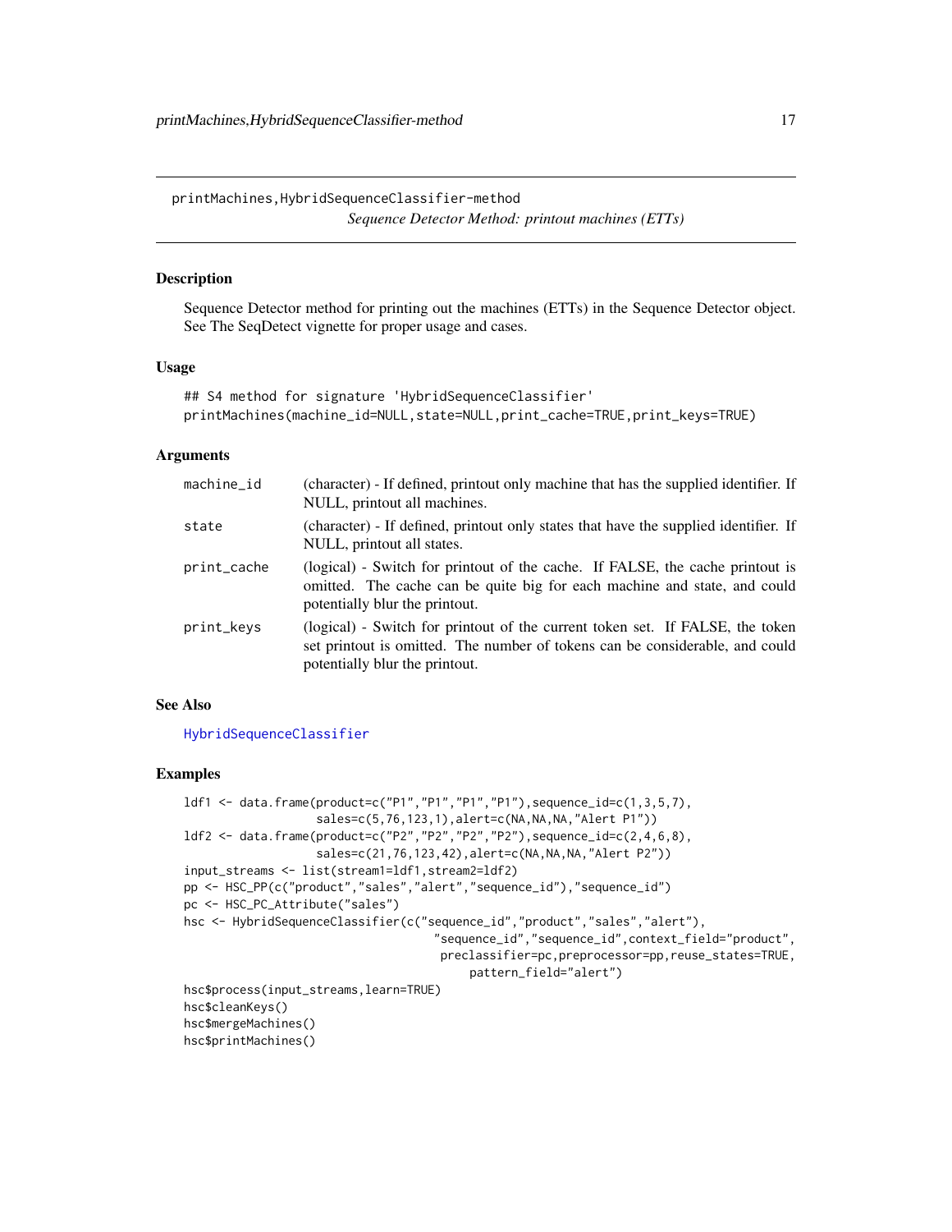printMachines,HybridSequenceClassifier-method

*Sequence Detector Method: printout machines (ETTs)*

## Description

Sequence Detector method for printing out the machines (ETTs) in the Sequence Detector object. See The SeqDetect vignette for proper usage and cases.

## Usage

```
## S4 method for signature 'HybridSequenceClassifier'
printMachines(machine_id=NULL,state=NULL,print_cache=TRUE,print_keys=TRUE)
```

## Arguments

| | |
|---|---|
| machine_id | (character) - If defined, printout only machine that has the supplied identifier. If NULL, printout all machines. |
| state | (character) - If defined, printout only states that have the supplied identifier. If NULL, printout all states. |
| print_cache | (logical) - Switch for printout of the cache. If FALSE, the cache printout is omitted. The cache can be quite big for each machine and state, and could potentially blur the printout. |
| print_keys | (logical) - Switch for printout of the current token set. If FALSE, the token set printout is omitted. The number of tokens can be considerable, and could potentially blur the printout. |

## See Also

HybridSequenceClassifier

## Examples

```
ldf1 <- data.frame(product=c("P1","P1","P1","P1"),sequence_id=c(1,3,5,7),
                   sales=c(5,76,123,1),alert=c(NA,NA,NA,"Alert P1"))
ldf2 <- data.frame(product=c("P2","P2","P2","P2"),sequence_id=c(2,4,6,8),
                   sales=c(21,76,123,42),alert=c(NA,NA,NA,"Alert P2"))
input_streams <- list(stream1=ldf1,stream2=ldf2)
pp <- HSC_PP(c("product","sales","alert","sequence_id"),"sequence_id")
pc <- HSC_PC_Attribute("sales")
hsc <- HybridSequenceClassifier(c("sequence_id","product","sales","alert"),
                                "sequence_id","sequence_id",context_field="product",
                                 preclassifier=pc,preprocessor=pp,reuse_states=TRUE,
                                      pattern_field="alert")
hsc$process(input_streams,learn=TRUE)
hsc$cleanKeys()
hsc$mergeMachines()
hsc$printMachines()
```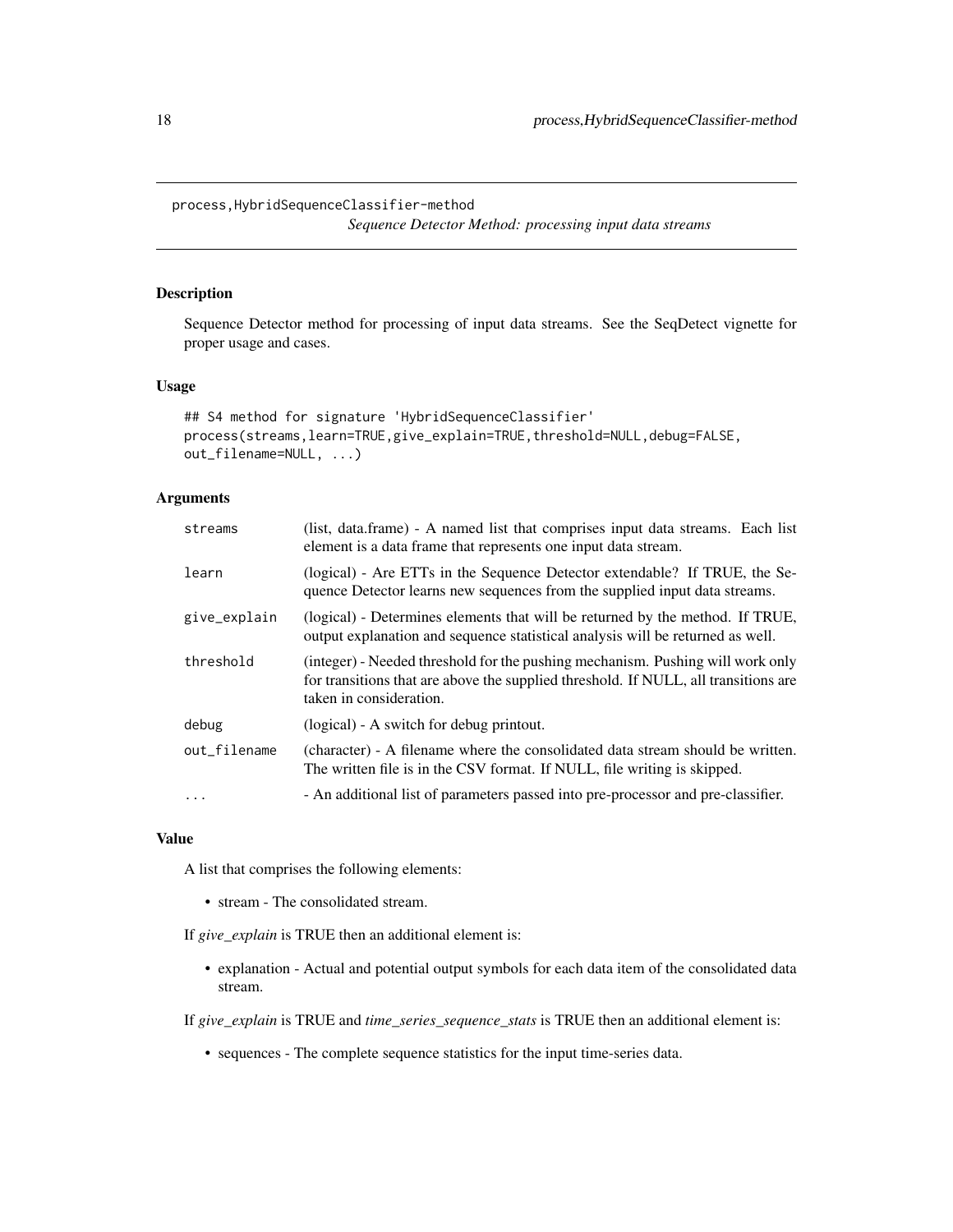## process,HybridSequenceClassifier-method

*Sequence Detector Method: processing input data streams*

### Description

Sequence Detector method for processing of input data streams. See the SeqDetect vignette for proper usage and cases.

### Usage

```
## S4 method for signature 'HybridSequenceClassifier'
process(streams,learn=TRUE,give_explain=TRUE,threshold=NULL,debug=FALSE,
out_filename=NULL, ...)
```

### Arguments

| | |
|---|---|
| `streams` | (list, data.frame) - A named list that comprises input data streams. Each list element is a data frame that represents one input data stream. |
| `learn` | (logical) - Are ETTs in the Sequence Detector extendable? If TRUE, the Sequence Detector learns new sequences from the supplied input data streams. |
| `give_explain` | (logical) - Determines elements that will be returned by the method. If TRUE, output explanation and sequence statistical analysis will be returned as well. |
| `threshold` | (integer) - Needed threshold for the pushing mechanism. Pushing will work only for transitions that are above the supplied threshold. If NULL, all transitions are taken in consideration. |
| `debug` | (logical) - A switch for debug printout. |
| `out_filename` | (character) - A filename where the consolidated data stream should be written. The written file is in the CSV format. If NULL, file writing is skipped. |
| `...` | - An additional list of parameters passed into pre-processor and pre-classifier. |

### Value

A list that comprises the following elements:

- stream - The consolidated stream.

If *give_explain* is TRUE then an additional element is:

- explanation - Actual and potential output symbols for each data item of the consolidated data stream.

If *give_explain* is TRUE and *time_series_sequence_stats* is TRUE then an additional element is:

- sequences - The complete sequence statistics for the input time-series data.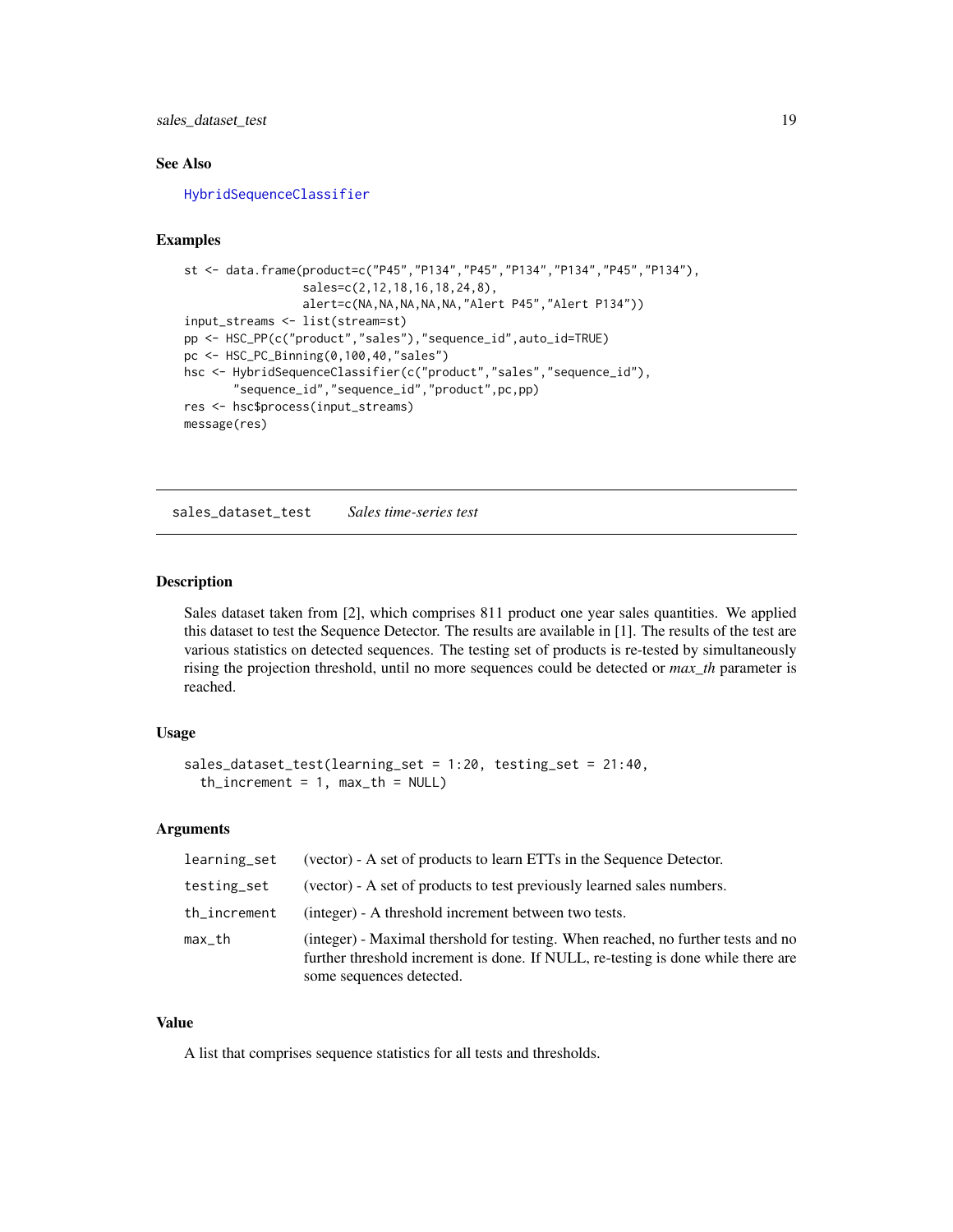### See Also

HybridSequenceClassifier

### Examples

```
st <- data.frame(product=c("P45","P134","P45","P134","P134","P45","P134"),
                 sales=c(2,12,18,16,18,24,8),
                 alert=c(NA,NA,NA,NA,NA,"Alert P45","Alert P134"))
input_streams <- list(stream=st)
pp <- HSC_PP(c("product","sales"),"sequence_id",auto_id=TRUE)
pc <- HSC_PC_Binning(0,100,40,"sales")
hsc <- HybridSequenceClassifier(c("product","sales","sequence_id"),
      "sequence_id","sequence_id","product",pc,pp)
res <- hsc$process(input_streams)
message(res)
```

---

## sales_dataset_test    *Sales time-series test*

---

### Description

Sales dataset taken from [2], which comprises 811 product one year sales quantities. We applied this dataset to test the Sequence Detector. The results are available in [1]. The results of the test are various statistics on detected sequences. The testing set of products is re-tested by simultaneously rising the projection threshold, until no more sequences could be detected or *max_th* parameter is reached.

### Usage

```
sales_dataset_test(learning_set = 1:20, testing_set = 21:40,
  th_increment = 1, max_th = NULL)
```

### Arguments

| | |
|---|---|
| learning_set | (vector) - A set of products to learn ETTs in the Sequence Detector. |
| testing_set | (vector) - A set of products to test previously learned sales numbers. |
| th_increment | (integer) - A threshold increment between two tests. |
| max_th | (integer) - Maximal thershold for testing. When reached, no further tests and no further threshold increment is done. If NULL, re-testing is done while there are some sequences detected. |

### Value

A list that comprises sequence statistics for all tests and thresholds.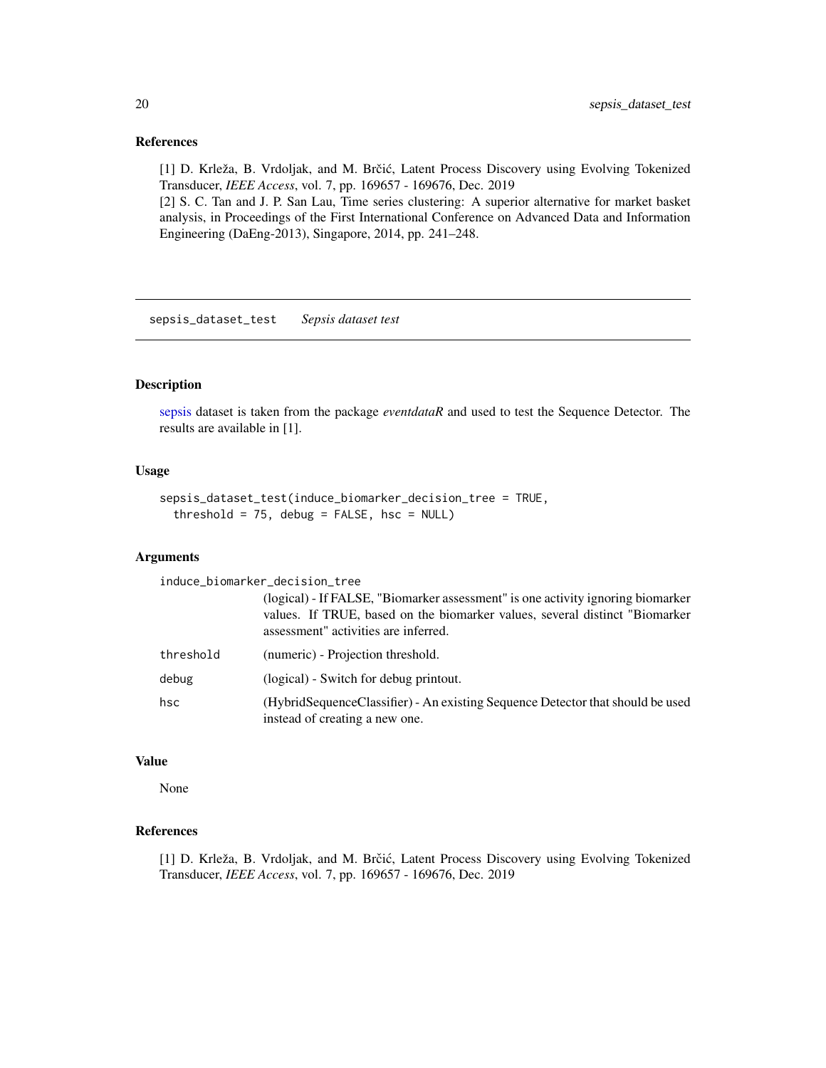### References

[1] D. Krleža, B. Vrdoljak, and M. Brčić, Latent Process Discovery using Evolving Tokenized Transducer, *IEEE Access*, vol. 7, pp. 169657 - 169676, Dec. 2019
[2] S. C. Tan and J. P. San Lau, Time series clustering: A superior alternative for market basket analysis, in Proceedings of the First International Conference on Advanced Data and Information Engineering (DaEng-2013), Singapore, 2014, pp. 241–248.

---

## sepsis_dataset_test *Sepsis dataset test*

### Description

sepsis dataset is taken from the package *eventdataR* and used to test the Sequence Detector. The results are available in [1].

### Usage

```
sepsis_dataset_test(induce_biomarker_decision_tree = TRUE,
  threshold = 75, debug = FALSE, hsc = NULL)
```

### Arguments

| | |
|---|---|
| induce_biomarker_decision_tree | (logical) - If FALSE, "Biomarker assessment" is one activity ignoring biomarker values. If TRUE, based on the biomarker values, several distinct "Biomarker assessment" activities are inferred. |
| threshold | (numeric) - Projection threshold. |
| debug | (logical) - Switch for debug printout. |
| hsc | (HybridSequenceClassifier) - An existing Sequence Detector that should be used instead of creating a new one. |

### Value

None

### References

[1] D. Krleža, B. Vrdoljak, and M. Brčić, Latent Process Discovery using Evolving Tokenized Transducer, *IEEE Access*, vol. 7, pp. 169657 - 169676, Dec. 2019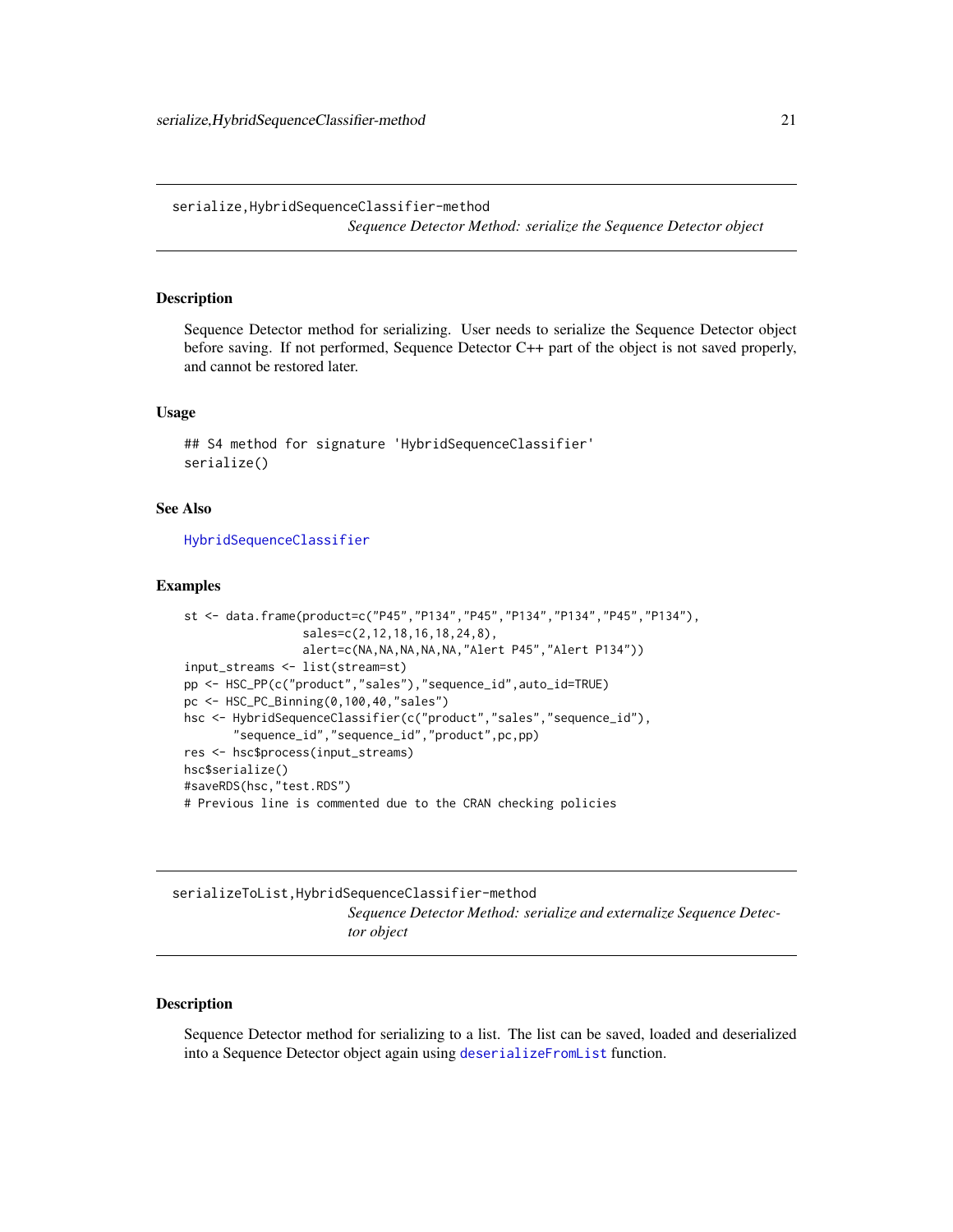## serialize,HybridSequenceClassifier-method

*Sequence Detector Method: serialize the Sequence Detector object*

### Description

Sequence Detector method for serializing. User needs to serialize the Sequence Detector object before saving. If not performed, Sequence Detector C++ part of the object is not saved properly, and cannot be restored later.

### Usage

```
## S4 method for signature 'HybridSequenceClassifier'
serialize()
```

### See Also

HybridSequenceClassifier

### Examples

```
st <- data.frame(product=c("P45","P134","P45","P134","P134","P45","P134"),
                 sales=c(2,12,18,16,18,24,8),
                 alert=c(NA,NA,NA,NA,NA,"Alert P45","Alert P134"))
input_streams <- list(stream=st)
pp <- HSC_PP(c("product","sales"),"sequence_id",auto_id=TRUE)
pc <- HSC_PC_Binning(0,100,40,"sales")
hsc <- HybridSequenceClassifier(c("product","sales","sequence_id"),
       "sequence_id","sequence_id","product",pc,pp)
res <- hsc$process(input_streams)
hsc$serialize()
#saveRDS(hsc,"test.RDS")
# Previous line is commented due to the CRAN checking policies
```

## serializeToList,HybridSequenceClassifier-method

*Sequence Detector Method: serialize and externalize Sequence Detector object*

### Description

Sequence Detector method for serializing to a list. The list can be saved, loaded and deserialized into a Sequence Detector object again using deserializeFromList function.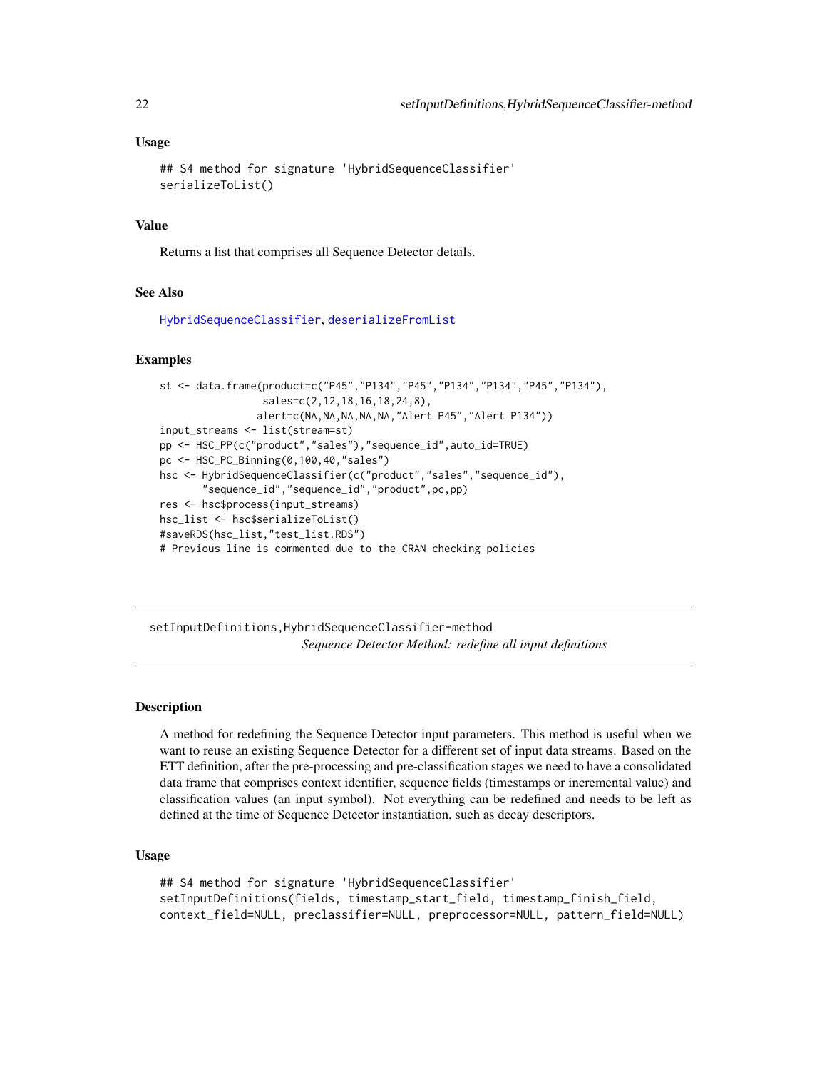## Usage

```
## S4 method for signature 'HybridSequenceClassifier'
serializeToList()
```

## Value

Returns a list that comprises all Sequence Detector details.

## See Also

HybridSequenceClassifier, deserializeFromList

## Examples

```
st <- data.frame(product=c("P45","P134","P45","P134","P134","P45","P134"),
                 sales=c(2,12,18,16,18,24,8),
                alert=c(NA,NA,NA,NA,NA,"Alert P45","Alert P134"))
input_streams <- list(stream=st)
pp <- HSC_PP(c("product","sales"),"sequence_id",auto_id=TRUE)
pc <- HSC_PC_Binning(0,100,40,"sales")
hsc <- HybridSequenceClassifier(c("product","sales","sequence_id"),
       "sequence_id","sequence_id","product",pc,pp)
res <- hsc$process(input_streams)
hsc_list <- hsc$serializeToList()
#saveRDS(hsc_list,"test_list.RDS")
# Previous line is commented due to the CRAN checking policies
```

---

# setInputDefinitions,HybridSequenceClassifier-method

*Sequence Detector Method: redefine all input definitions*

## Description

A method for redefining the Sequence Detector input parameters. This method is useful when we want to reuse an existing Sequence Detector for a different set of input data streams. Based on the ETT definition, after the pre-processing and pre-classification stages we need to have a consolidated data frame that comprises context identifier, sequence fields (timestamps or incremental value) and classification values (an input symbol). Not everything can be redefined and needs to be left as defined at the time of Sequence Detector instantiation, such as decay descriptors.

## Usage

```
## S4 method for signature 'HybridSequenceClassifier'
setInputDefinitions(fields, timestamp_start_field, timestamp_finish_field,
context_field=NULL, preclassifier=NULL, preprocessor=NULL, pattern_field=NULL)
```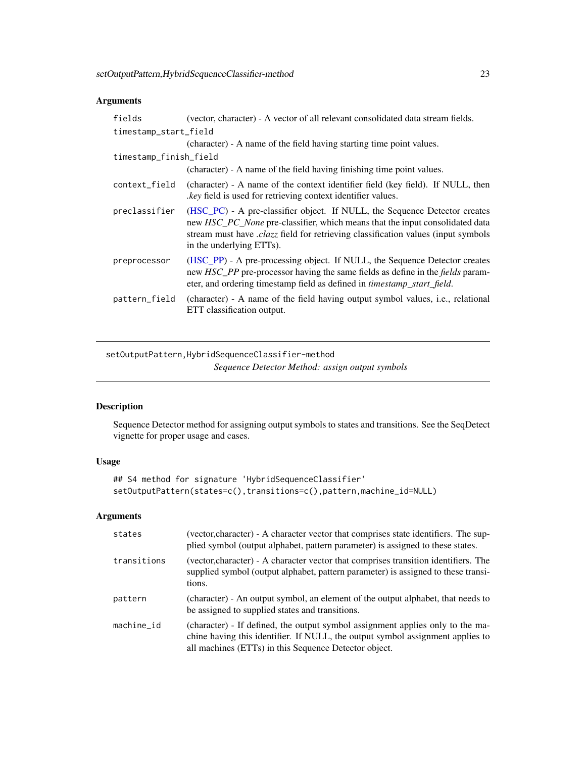## Arguments

| | |
|---|---|
| `fields` | (vector, character) - A vector of all relevant consolidated data stream fields. |
| `timestamp_start_field` | (character) - A name of the field having starting time point values. |
| `timestamp_finish_field` | (character) - A name of the field having finishing time point values. |
| `context_field` | (character) - A name of the context identifier field (key field). If NULL, then *.key* field is used for retrieving context identifier values. |
| `preclassifier` | (HSC_PC) - A pre-classifier object. If NULL, the Sequence Detector creates new *HSC_PC_None* pre-classifier, which means that the input consolidated data stream must have *.clazz* field for retrieving classification values (input symbols in the underlying ETTs). |
| `preprocessor` | (HSC_PP) - A pre-processing object. If NULL, the Sequence Detector creates new *HSC_PP* pre-processor having the same fields as define in the *fields* parameter, and ordering timestamp field as defined in *timestamp_start_field*. |
| `pattern_field` | (character) - A name of the field having output symbol values, i.e., relational ETT classification output. |

---

`setOutputPattern,HybridSequenceClassifier-method`

*Sequence Detector Method: assign output symbols*

---

## Description

Sequence Detector method for assigning output symbols to states and transitions. See the SeqDetect vignette for proper usage and cases.

## Usage

```
## S4 method for signature 'HybridSequenceClassifier'
setOutputPattern(states=c(),transitions=c(),pattern,machine_id=NULL)
```

## Arguments

| | |
|---|---|
| `states` | (vector,character) - A character vector that comprises state identifiers. The supplied symbol (output alphabet, pattern parameter) is assigned to these states. |
| `transitions` | (vector,character) - A character vector that comprises transition identifiers. The supplied symbol (output alphabet, pattern parameter) is assigned to these transitions. |
| `pattern` | (character) - An output symbol, an element of the output alphabet, that needs to be assigned to supplied states and transitions. |
| `machine_id` | (character) - If defined, the output symbol assignment applies only to the machine having this identifier. If NULL, the output symbol assignment applies to all machines (ETTs) in this Sequence Detector object. |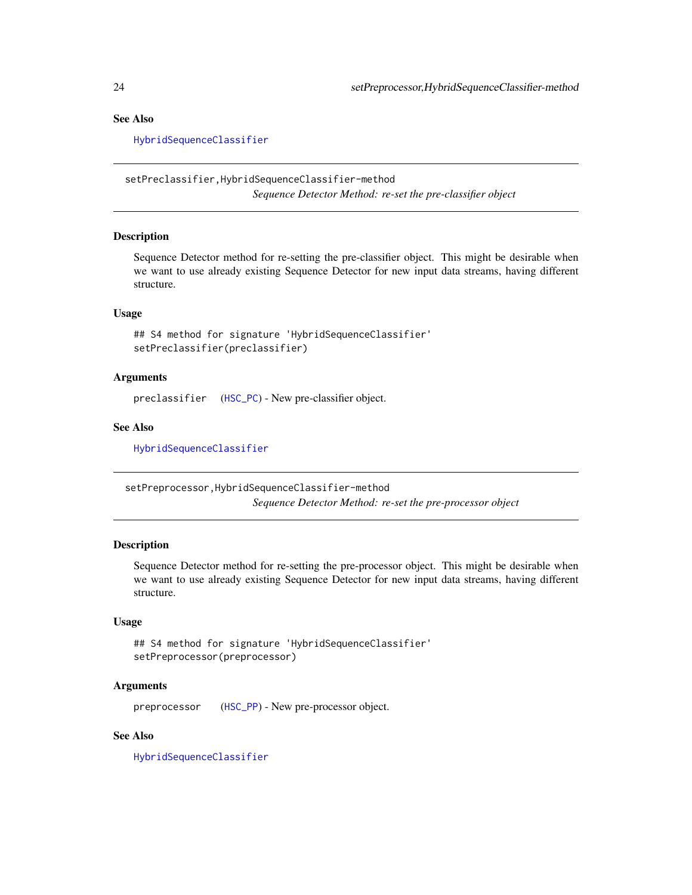### See Also

HybridSequenceClassifier

---

## setPreclassifier,HybridSequenceClassifier-method

*Sequence Detector Method: re-set the pre-classifier object*

### Description

Sequence Detector method for re-setting the pre-classifier object. This might be desirable when we want to use already existing Sequence Detector for new input data streams, having different structure.

### Usage

```
## S4 method for signature 'HybridSequenceClassifier'
setPreclassifier(preclassifier)
```

### Arguments

| | |
|---|---|
| preclassifier | (HSC_PC) - New pre-classifier object. |

### See Also

HybridSequenceClassifier

---

## setPreprocessor,HybridSequenceClassifier-method

*Sequence Detector Method: re-set the pre-processor object*

### Description

Sequence Detector method for re-setting the pre-processor object. This might be desirable when we want to use already existing Sequence Detector for new input data streams, having different structure.

### Usage

```
## S4 method for signature 'HybridSequenceClassifier'
setPreprocessor(preprocessor)
```

### Arguments

| | |
|---|---|
| preprocessor | (HSC_PP) - New pre-processor object. |

### See Also

HybridSequenceClassifier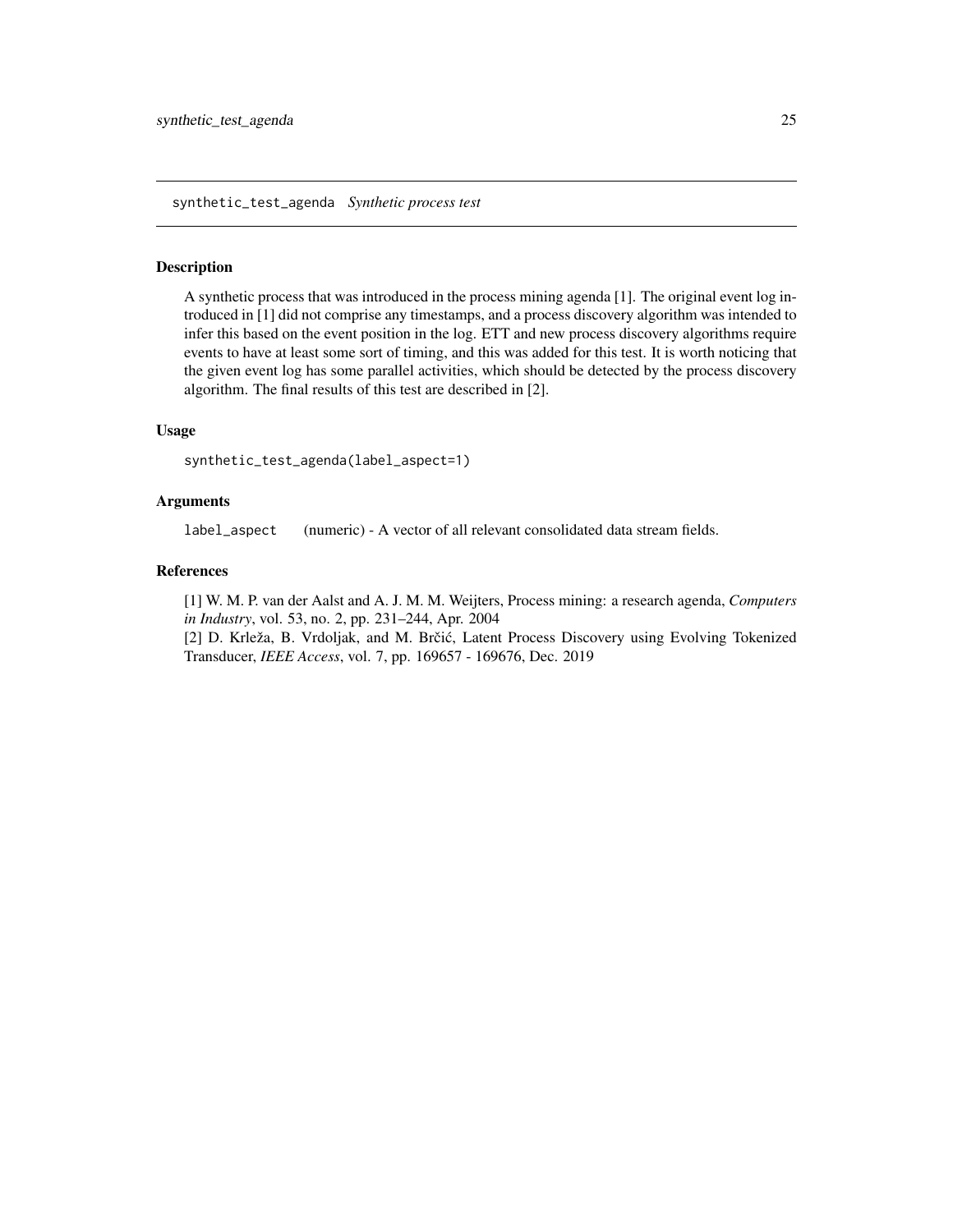## synthetic_test_agenda *Synthetic process test*

### Description

A synthetic process that was introduced in the process mining agenda [1]. The original event log introduced in [1] did not comprise any timestamps, and a process discovery algorithm was intended to infer this based on the event position in the log. ETT and new process discovery algorithms require events to have at least some sort of timing, and this was added for this test. It is worth noticing that the given event log has some parallel activities, which should be detected by the process discovery algorithm. The final results of this test are described in [2].

### Usage

```
synthetic_test_agenda(label_aspect=1)
```

### Arguments

| | |
|---|---|
| label_aspect | (numeric) - A vector of all relevant consolidated data stream fields. |

### References

[1] W. M. P. van der Aalst and A. J. M. M. Weijters, Process mining: a research agenda, *Computers in Industry*, vol. 53, no. 2, pp. 231–244, Apr. 2004

[2] D. Krleža, B. Vrdoljak, and M. Brčić, Latent Process Discovery using Evolving Tokenized Transducer, *IEEE Access*, vol. 7, pp. 169657 - 169676, Dec. 2019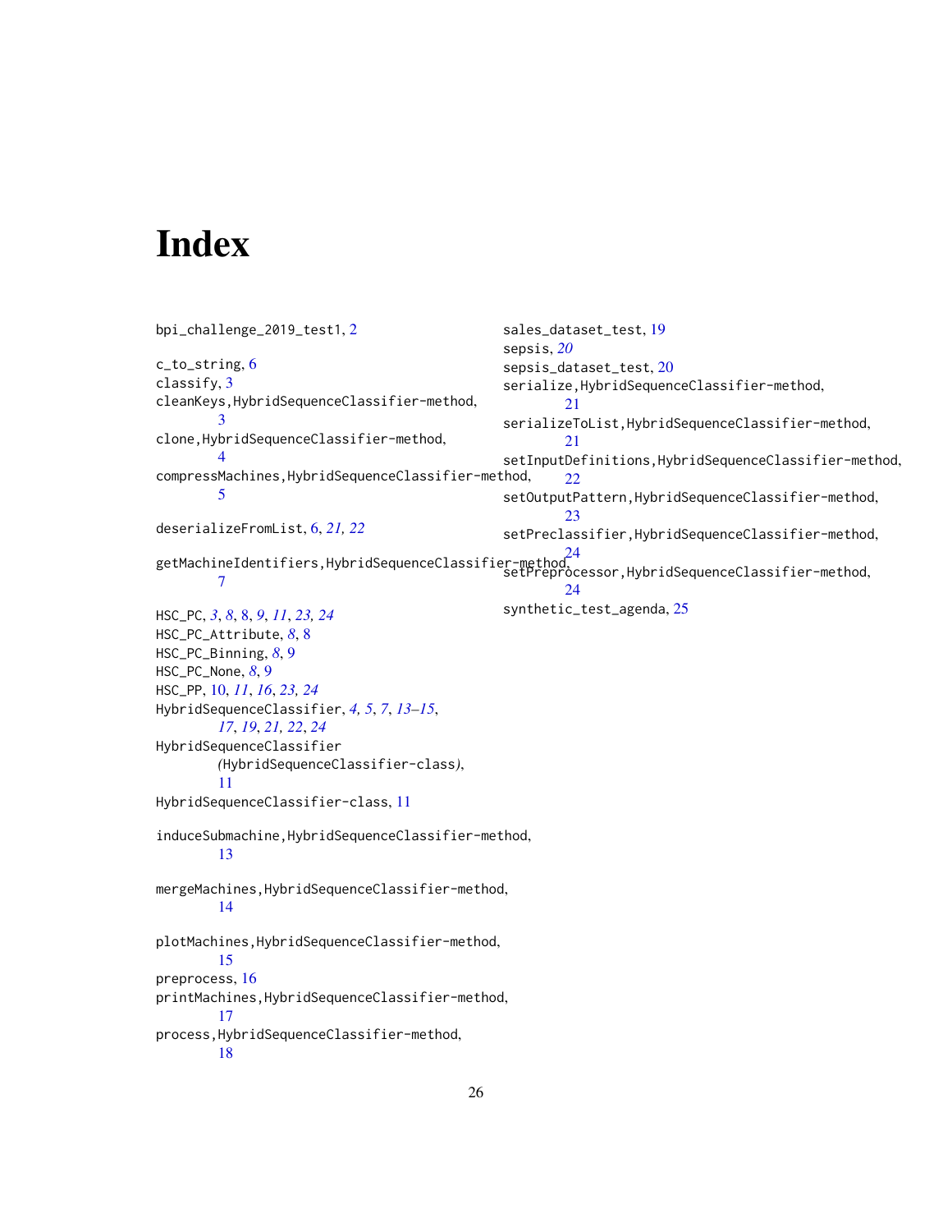# Index

bpi_challenge_2019_test1, 2

c_to_string, 6
classify, 3
cleanKeys,HybridSequenceClassifier-method, 3
clone,HybridSequenceClassifier-method, 4
compressMachines,HybridSequenceClassifier-method, 5

deserializeFromList, 6, *21, 22*

getMachineIdentifiers,HybridSequenceClassifier-method, 7

HSC_PC, *3*, *8*, 8, *9*, *11*, *23, 24*
HSC_PC_Attribute, *8*, 8
HSC_PC_Binning, *8*, 9
HSC_PC_None, *8*, 9
HSC_PP, 10, *11*, *16*, *23, 24*
HybridSequenceClassifier, *4, 5*, *7*, *13–15*, *17*, *19*, *21, 22*, *24*
HybridSequenceClassifier *(*HybridSequenceClassifier-class*)*, 11
HybridSequenceClassifier-class, 11

induceSubmachine,HybridSequenceClassifier-method, 13

mergeMachines,HybridSequenceClassifier-method, 14

plotMachines,HybridSequenceClassifier-method, 15
preprocess, 16
printMachines,HybridSequenceClassifier-method, 17
process,HybridSequenceClassifier-method, 18

sales_dataset_test, 19
sepsis, *20*
sepsis_dataset_test, 20
serialize,HybridSequenceClassifier-method, 21
serializeToList,HybridSequenceClassifier-method, 21
setInputDefinitions,HybridSequenceClassifier-method, 22
setOutputPattern,HybridSequenceClassifier-method, 23
setPreclassifier,HybridSequenceClassifier-method, 24
setPreprocessor,HybridSequenceClassifier-method, 24
synthetic_test_agenda, 25